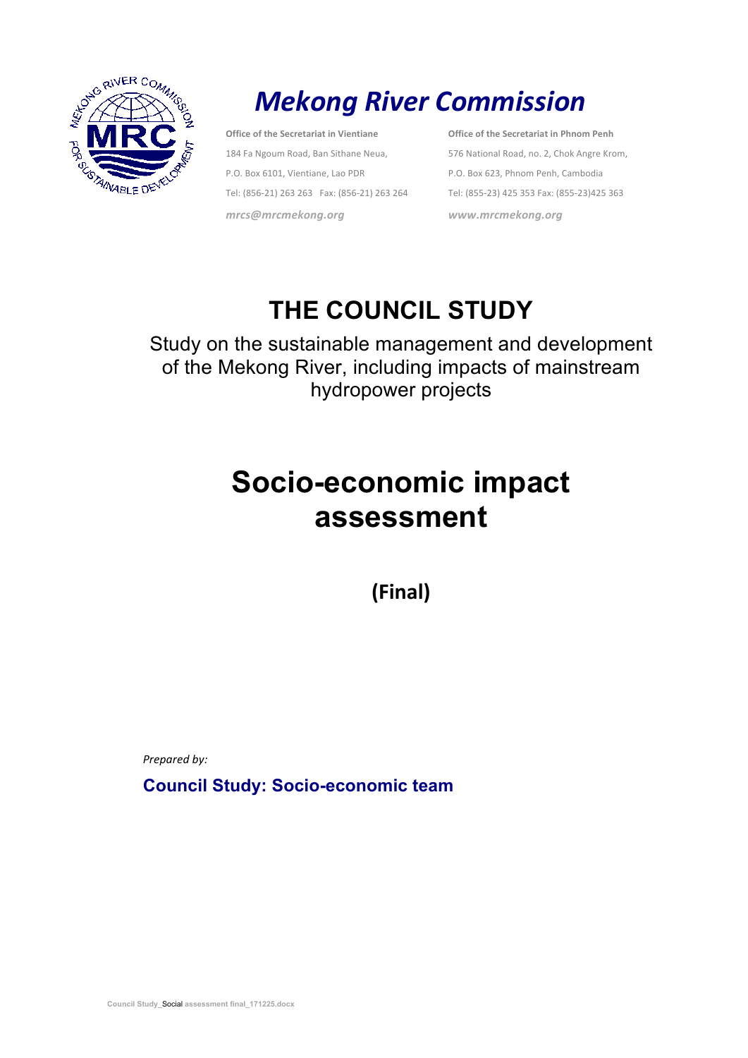# Mekong River Commission

**Office of the Secretariat in Vientiane**
184 Fa Ngoum Road, Ban Sithane Neua,
P.O. Box 6101, Vientiane, Lao PDR
Tel: (856-21) 263 263 Fax: (856-21) 263 264
*mrcs@mrcmekong.org*

**Office of the Secretariat in Phnom Penh**
576 National Road, no. 2, Chok Angre Krom,
P.O. Box 623, Phnom Penh, Cambodia
Tel: (855-23) 425 353 Fax: (855-23)425 363
*www.mrcmekong.org*

# THE COUNCIL STUDY

Study on the sustainable management and development of the Mekong River, including impacts of mainstream hydropower projects

# Socio-economic impact assessment

**(Final)**

*Prepared by:*

**Council Study: Socio-economic team**

Council Study_Social assessment final_171225.docx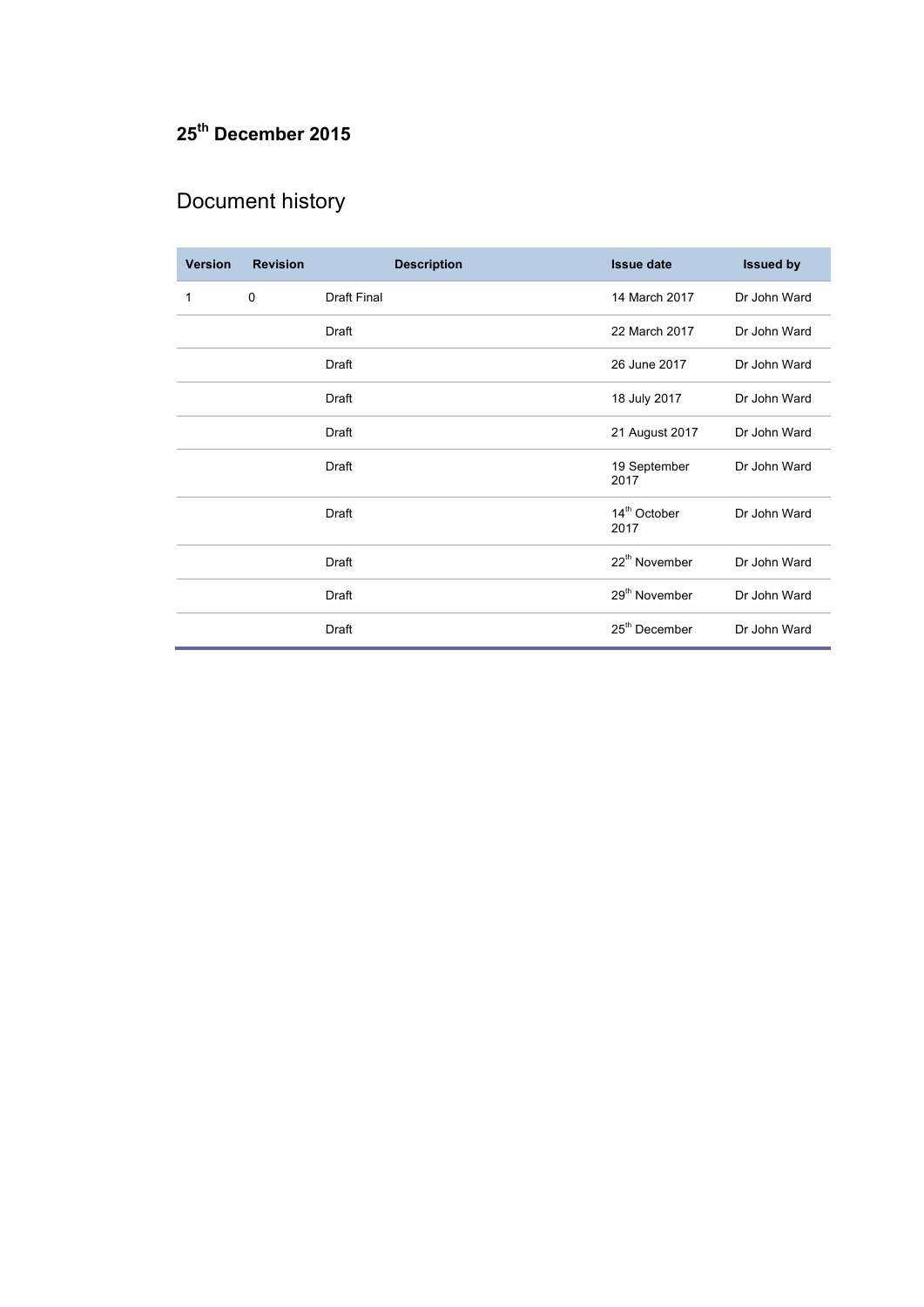**25th December 2015**

# Document history

| Version | Revision | Description | Issue date | Issued by |
|---|---|---|---|---|
| 1 | 0 | Draft Final | 14 March 2017 | Dr John Ward |
| | | Draft | 22 March 2017 | Dr John Ward |
| | | Draft | 26 June 2017 | Dr John Ward |
| | | Draft | 18 July 2017 | Dr John Ward |
| | | Draft | 21 August 2017 | Dr John Ward |
| | | Draft | 19 September 2017 | Dr John Ward |
| | | Draft | 14th October 2017 | Dr John Ward |
| | | Draft | 22th November | Dr John Ward |
| | | Draft | 29th November | Dr John Ward |
| | | Draft | 25th December | Dr John Ward |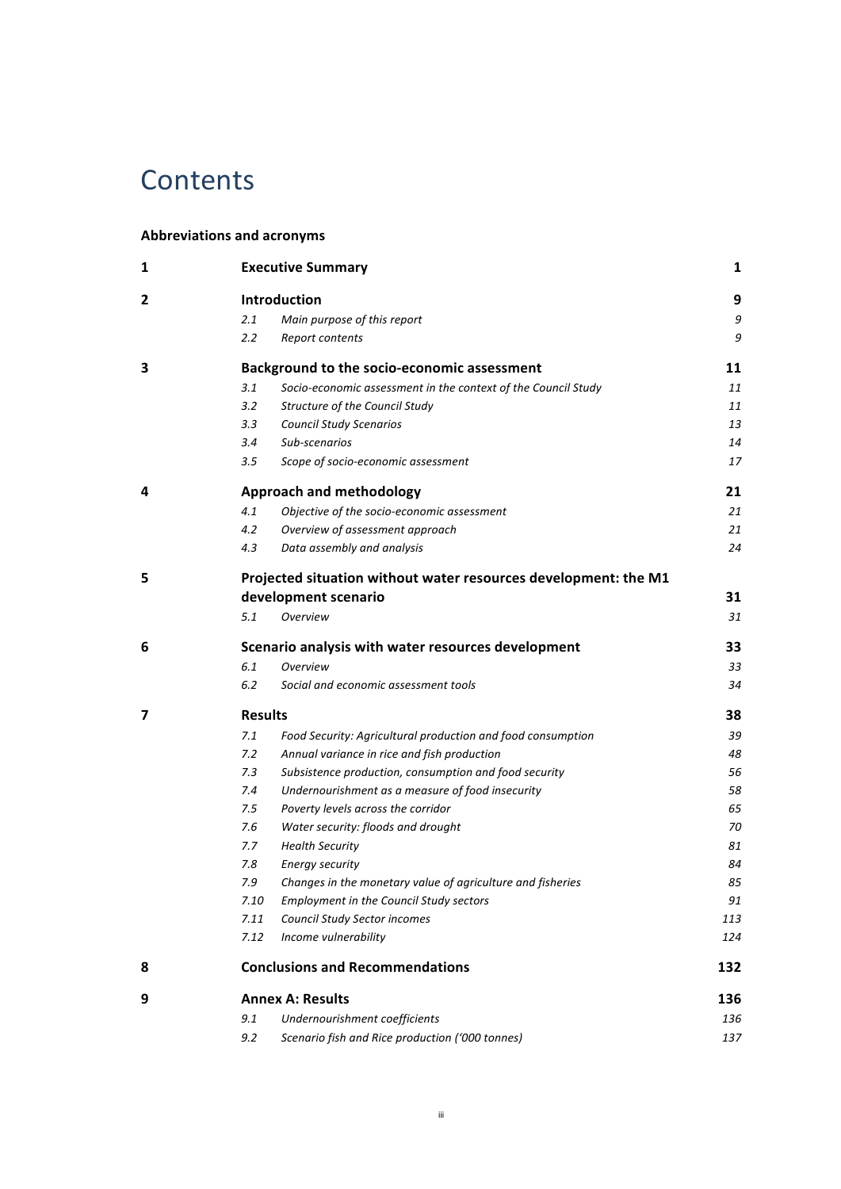# Contents

**Abbreviations and acronyms**

| | | | |
|---|---|---|---|
| **1** | **Executive Summary** | | **1** |
| **2** | **Introduction** | | **9** |
| | *2.1* | *Main purpose of this report* | *9* |
| | *2.2* | *Report contents* | *9* |
| **3** | **Background to the socio-economic assessment** | | **11** |
| | *3.1* | *Socio-economic assessment in the context of the Council Study* | *11* |
| | *3.2* | *Structure of the Council Study* | *11* |
| | *3.3* | *Council Study Scenarios* | *13* |
| | *3.4* | *Sub-scenarios* | *14* |
| | *3.5* | *Scope of socio-economic assessment* | *17* |
| **4** | **Approach and methodology** | | **21** |
| | *4.1* | *Objective of the socio-economic assessment* | *21* |
| | *4.2* | *Overview of assessment approach* | *21* |
| | *4.3* | *Data assembly and analysis* | *24* |
| **5** | **Projected situation without water resources development: the M1 development scenario** | | **31** |
| | *5.1* | *Overview* | *31* |
| **6** | **Scenario analysis with water resources development** | | **33** |
| | *6.1* | *Overview* | *33* |
| | *6.2* | *Social and economic assessment tools* | *34* |
| **7** | **Results** | | **38** |
| | *7.1* | *Food Security: Agricultural production and food consumption* | *39* |
| | *7.2* | *Annual variance in rice and fish production* | *48* |
| | *7.3* | *Subsistence production, consumption and food security* | *56* |
| | *7.4* | *Undernourishment as a measure of food insecurity* | *58* |
| | *7.5* | *Poverty levels across the corridor* | *65* |
| | *7.6* | *Water security: floods and drought* | *70* |
| | *7.7* | *Health Security* | *81* |
| | *7.8* | *Energy security* | *84* |
| | *7.9* | *Changes in the monetary value of agriculture and fisheries* | *85* |
| | *7.10* | *Employment in the Council Study sectors* | *91* |
| | *7.11* | *Council Study Sector incomes* | *113* |
| | *7.12* | *Income vulnerability* | *124* |
| **8** | **Conclusions and Recommendations** | | **132** |
| **9** | **Annex A: Results** | | **136** |
| | *9.1* | *Undernourishment coefficients* | *136* |
| | *9.2* | *Scenario fish and Rice production ('000 tonnes)* | *137* |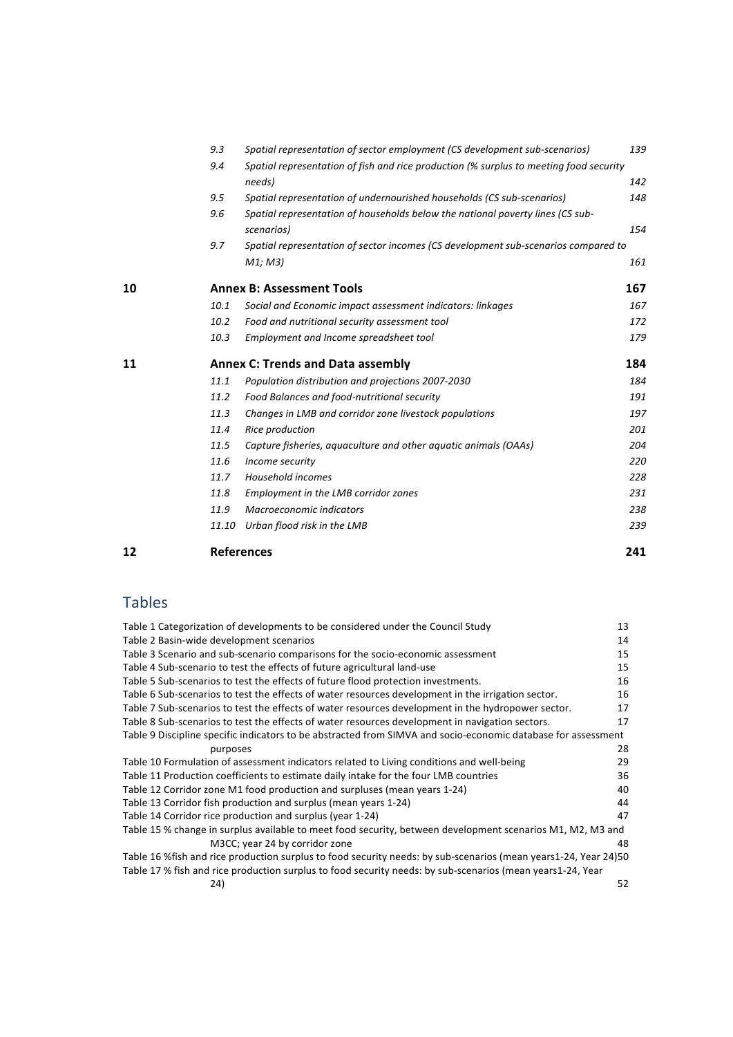| | | |
|---|---|---|
| 9.3 | *Spatial representation of sector employment (CS development sub-scenarios)* | *139* |
| 9.4 | *Spatial representation of fish and rice production (% surplus to meeting food security needs)* | *142* |
| 9.5 | *Spatial representation of undernourished households (CS sub-scenarios)* | *148* |
| 9.6 | *Spatial representation of households below the national poverty lines (CS sub-scenarios)* | *154* |
| 9.7 | *Spatial representation of sector incomes (CS development sub-scenarios compared to M1; M3)* | *161* |

| | | |
|---|---|---|
| **10** | **Annex B: Assessment Tools** | **167** |
| 10.1 | *Social and Economic impact assessment indicators: linkages* | *167* |
| 10.2 | *Food and nutritional security assessment tool* | *172* |
| 10.3 | *Employment and Income spreadsheet tool* | *179* |
| **11** | **Annex C: Trends and Data assembly** | **184** |
| 11.1 | *Population distribution and projections 2007-2030* | *184* |
| 11.2 | *Food Balances and food-nutritional security* | *191* |
| 11.3 | *Changes in LMB and corridor zone livestock populations* | *197* |
| 11.4 | *Rice production* | *201* |
| 11.5 | *Capture fisheries, aquaculture and other aquatic animals (OAAs)* | *204* |
| 11.6 | *Income security* | *220* |
| 11.7 | *Household incomes* | *228* |
| 11.8 | *Employment in the LMB corridor zones* | *231* |
| 11.9 | *Macroeconomic indicators* | *238* |
| 11.10 | *Urban flood risk in the LMB* | *239* |
| **12** | **References** | **241** |

## Tables

| | |
|---|---|
| Table 1 Categorization of developments to be considered under the Council Study | 13 |
| Table 2 Basin-wide development scenarios | 14 |
| Table 3 Scenario and sub-scenario comparisons for the socio-economic assessment | 15 |
| Table 4 Sub-scenario to test the effects of future agricultural land-use | 15 |
| Table 5 Sub-scenarios to test the effects of future flood protection investments. | 16 |
| Table 6 Sub-scenarios to test the effects of water resources development in the irrigation sector. | 16 |
| Table 7 Sub-scenarios to test the effects of water resources development in the hydropower sector. | 17 |
| Table 8 Sub-scenarios to test the effects of water resources development in navigation sectors. | 17 |
| Table 9 Discipline specific indicators to be abstracted from SIMVA and socio-economic database for assessment purposes | 28 |
| Table 10 Formulation of assessment indicators related to Living conditions and well-being | 29 |
| Table 11 Production coefficients to estimate daily intake for the four LMB countries | 36 |
| Table 12 Corridor zone M1 food production and surpluses (mean years 1-24) | 40 |
| Table 13 Corridor fish production and surplus (mean years 1-24) | 44 |
| Table 14 Corridor rice production and surplus (year 1-24) | 47 |
| Table 15 % change in surplus available to meet food security, between development scenarios M1, M2, M3 and M3CC; year 24 by corridor zone | 48 |
| Table 16 %fish and rice production surplus to food security needs: by sub-scenarios (mean years1-24, Year 24) | 50 |
| Table 17 % fish and rice production surplus to food security needs: by sub-scenarios (mean years1-24, Year 24) | 52 |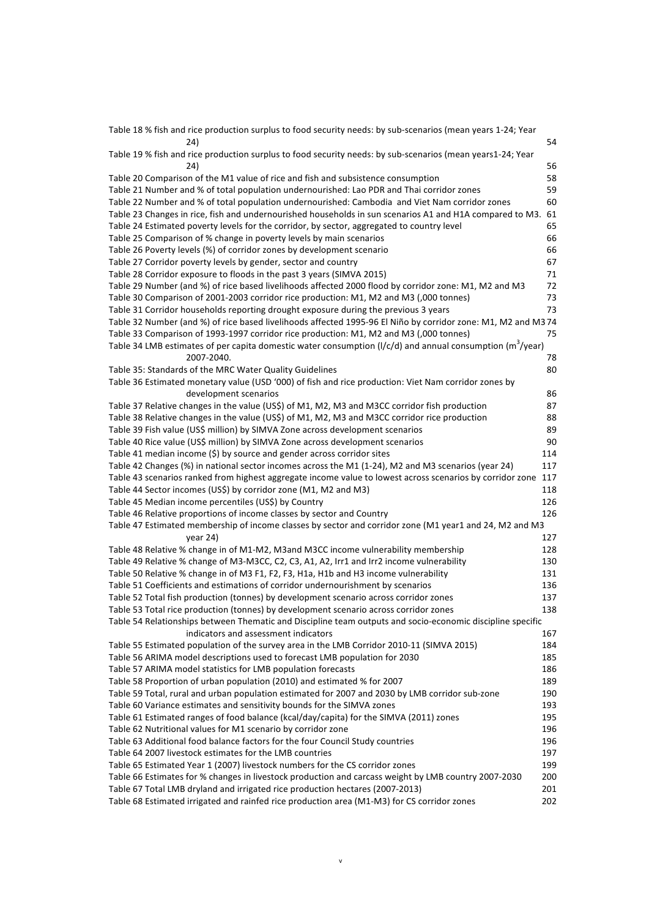Table 18 % fish and rice production surplus to food security needs: by sub-scenarios (mean years 1-24; Year 24) 54

Table 19 % fish and rice production surplus to food security needs: by sub-scenarios (mean years1-24; Year 24) 56

Table 20 Comparison of the M1 value of rice and fish and subsistence consumption 58

Table 21 Number and % of total population undernourished: Lao PDR and Thai corridor zones 59

Table 22 Number and % of total population undernourished: Cambodia and Viet Nam corridor zones 60

Table 23 Changes in rice, fish and undernourished households in sun scenarios A1 and H1A compared to M3. 61

Table 24 Estimated poverty levels for the corridor, by sector, aggregated to country level 65

Table 25 Comparison of % change in poverty levels by main scenarios 66

Table 26 Poverty levels (%) of corridor zones by development scenario 66

Table 27 Corridor poverty levels by gender, sector and country 67

Table 28 Corridor exposure to floods in the past 3 years (SIMVA 2015) 71

Table 29 Number (and %) of rice based livelihoods affected 2000 flood by corridor zone: M1, M2 and M3 72

Table 30 Comparison of 2001-2003 corridor rice production: M1, M2 and M3 (,000 tonnes) 73

Table 31 Corridor households reporting drought exposure during the previous 3 years 73

Table 32 Number (and %) of rice based livelihoods affected 1995-96 El Niño by corridor zone: M1, M2 and M3 74

Table 33 Comparison of 1993-1997 corridor rice production: M1, M2 and M3 (,000 tonnes) 75

Table 34 LMB estimates of per capita domestic water consumption (l/c/d) and annual consumption ($m^3$/year) 2007-2040. 78

Table 35: Standards of the MRC Water Quality Guidelines 80

Table 36 Estimated monetary value (USD '000) of fish and rice production: Viet Nam corridor zones by development scenarios 86

Table 37 Relative changes in the value (US$) of M1, M2, M3 and M3CC corridor fish production 87

Table 38 Relative changes in the value (US$) of M1, M2, M3 and M3CC corridor rice production 88

Table 39 Fish value (US$ million) by SIMVA Zone across development scenarios 89

Table 40 Rice value (US$ million) by SIMVA Zone across development scenarios 90

Table 41 median income ($) by source and gender across corridor sites 114

Table 42 Changes (%) in national sector incomes across the M1 (1-24), M2 and M3 scenarios (year 24) 117

Table 43 scenarios ranked from highest aggregate income value to lowest across scenarios by corridor zone 117

Table 44 Sector incomes (US$) by corridor zone (M1, M2 and M3) 118

Table 45 Median income percentiles (US$) by Country 126

Table 46 Relative proportions of income classes by sector and Country 126

Table 47 Estimated membership of income classes by sector and corridor zone (M1 year1 and 24, M2 and M3 year 24) 127

Table 48 Relative % change in of M1-M2, M3and M3CC income vulnerability membership 128

Table 49 Relative % change of M3-M3CC, C2, C3, A1, A2, Irr1 and Irr2 income vulnerability 130

Table 50 Relative % change in of M3 F1, F2, F3, H1a, H1b and H3 income vulnerability 131

Table 51 Coefficients and estimations of corridor undernourishment by scenarios 136

Table 52 Total fish production (tonnes) by development scenario across corridor zones 137

Table 53 Total rice production (tonnes) by development scenario across corridor zones 138

Table 54 Relationships between Thematic and Discipline team outputs and socio-economic discipline specific indicators and assessment indicators 167

Table 55 Estimated population of the survey area in the LMB Corridor 2010-11 (SIMVA 2015) 184

Table 56 ARIMA model descriptions used to forecast LMB population for 2030 185

Table 57 ARIMA model statistics for LMB population forecasts 186

Table 58 Proportion of urban population (2010) and estimated % for 2007 189

Table 59 Total, rural and urban population estimated for 2007 and 2030 by LMB corridor sub-zone 190

Table 60 Variance estimates and sensitivity bounds for the SIMVA zones 193

Table 61 Estimated ranges of food balance (kcal/day/capita) for the SIMVA (2011) zones 195

Table 62 Nutritional values for M1 scenario by corridor zone 196

Table 63 Additional food balance factors for the four Council Study countries 196

Table 64 2007 livestock estimates for the LMB countries 197

Table 65 Estimated Year 1 (2007) livestock numbers for the CS corridor zones 199

Table 66 Estimates for % changes in livestock production and carcass weight by LMB country 2007-2030 200

Table 67 Total LMB dryland and irrigated rice production hectares (2007-2013) 201

Table 68 Estimated irrigated and rainfed rice production area (M1-M3) for CS corridor zones 202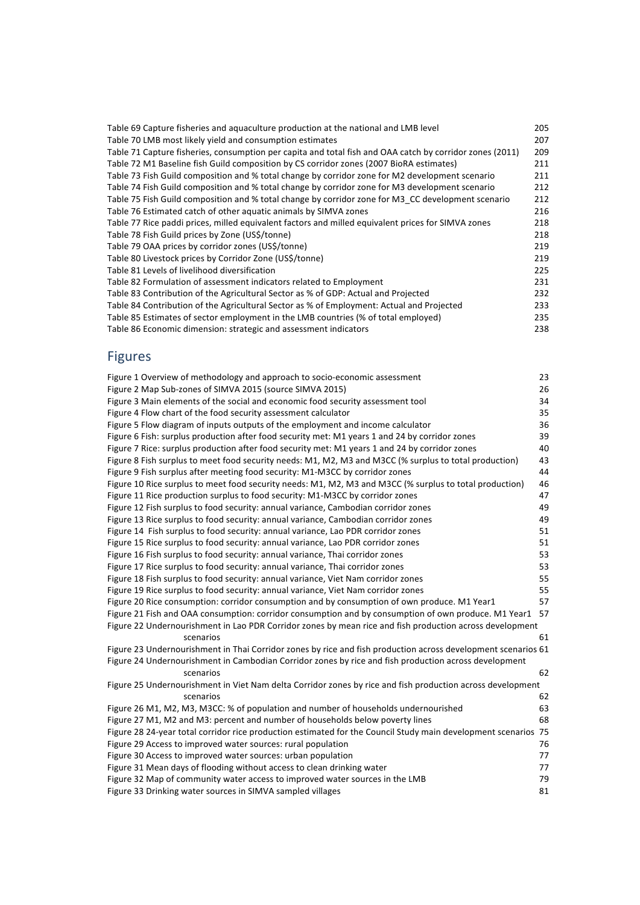| | |
|---|---|
| Table 69 Capture fisheries and aquaculture production at the national and LMB level | 205 |
| Table 70 LMB most likely yield and consumption estimates | 207 |
| Table 71 Capture fisheries, consumption per capita and total fish and OAA catch by corridor zones (2011) | 209 |
| Table 72 M1 Baseline fish Guild composition by CS corridor zones (2007 BioRA estimates) | 211 |
| Table 73 Fish Guild composition and % total change by corridor zone for M2 development scenario | 211 |
| Table 74 Fish Guild composition and % total change by corridor zone for M3 development scenario | 212 |
| Table 75 Fish Guild composition and % total change by corridor zone for M3_CC development scenario | 212 |
| Table 76 Estimated catch of other aquatic animals by SIMVA zones | 216 |
| Table 77 Rice paddi prices, milled equivalent factors and milled equivalent prices for SIMVA zones | 218 |
| Table 78 Fish Guild prices by Zone (US$/tonne) | 218 |
| Table 79 OAA prices by corridor zones (US$/tonne) | 219 |
| Table 80 Livestock prices by Corridor Zone (US$/tonne) | 219 |
| Table 81 Levels of livelihood diversification | 225 |
| Table 82 Formulation of assessment indicators related to Employment | 231 |
| Table 83 Contribution of the Agricultural Sector as % of GDP: Actual and Projected | 232 |
| Table 84 Contribution of the Agricultural Sector as % of Employment: Actual and Projected | 233 |
| Table 85 Estimates of sector employment in the LMB countries (% of total employed) | 235 |
| Table 86 Economic dimension: strategic and assessment indicators | 238 |

## Figures

| | |
|---|---|
| Figure 1 Overview of methodology and approach to socio-economic assessment | 23 |
| Figure 2 Map Sub-zones of SIMVA 2015 (source SIMVA 2015) | 26 |
| Figure 3 Main elements of the social and economic food security assessment tool | 34 |
| Figure 4 Flow chart of the food security assessment calculator | 35 |
| Figure 5 Flow diagram of inputs outputs of the employment and income calculator | 36 |
| Figure 6 Fish: surplus production after food security met: M1 years 1 and 24 by corridor zones | 39 |
| Figure 7 Rice: surplus production after food security met: M1 years 1 and 24 by corridor zones | 40 |
| Figure 8 Fish surplus to meet food security needs: M1, M2, M3 and M3CC (% surplus to total production) | 43 |
| Figure 9 Fish surplus after meeting food security: M1-M3CC by corridor zones | 44 |
| Figure 10 Rice surplus to meet food security needs: M1, M2, M3 and M3CC (% surplus to total production) | 46 |
| Figure 11 Rice production surplus to food security: M1-M3CC by corridor zones | 47 |
| Figure 12 Fish surplus to food security: annual variance, Cambodian corridor zones | 49 |
| Figure 13 Rice surplus to food security: annual variance, Cambodian corridor zones | 49 |
| Figure 14 Fish surplus to food security: annual variance, Lao PDR corridor zones | 51 |
| Figure 15 Rice surplus to food security: annual variance, Lao PDR corridor zones | 51 |
| Figure 16 Fish surplus to food security: annual variance, Thai corridor zones | 53 |
| Figure 17 Rice surplus to food security: annual variance, Thai corridor zones | 53 |
| Figure 18 Fish surplus to food security: annual variance, Viet Nam corridor zones | 55 |
| Figure 19 Rice surplus to food security: annual variance, Viet Nam corridor zones | 55 |
| Figure 20 Rice consumption: corridor consumption and by consumption of own produce. M1 Year1 | 57 |
| Figure 21 Fish and OAA consumption: corridor consumption and by consumption of own produce. M1 Year1 | 57 |
| Figure 22 Undernourishment in Lao PDR Corridor zones by mean rice and fish production across development scenarios | 61 |
| Figure 23 Undernourishment in Thai Corridor zones by rice and fish production across development scenarios | 61 |
| Figure 24 Undernourishment in Cambodian Corridor zones by rice and fish production across development scenarios | 62 |
| Figure 25 Undernourishment in Viet Nam delta Corridor zones by rice and fish production across development scenarios | 62 |
| Figure 26 M1, M2, M3, M3CC: % of population and number of households undernourished | 63 |
| Figure 27 M1, M2 and M3: percent and number of households below poverty lines | 68 |
| Figure 28 24-year total corridor rice production estimated for the Council Study main development scenarios | 75 |
| Figure 29 Access to improved water sources: rural population | 76 |
| Figure 30 Access to improved water sources: urban population | 77 |
| Figure 31 Mean days of flooding without access to clean drinking water | 77 |
| Figure 32 Map of community water access to improved water sources in the LMB | 79 |
| Figure 33 Drinking water sources in SIMVA sampled villages | 81 |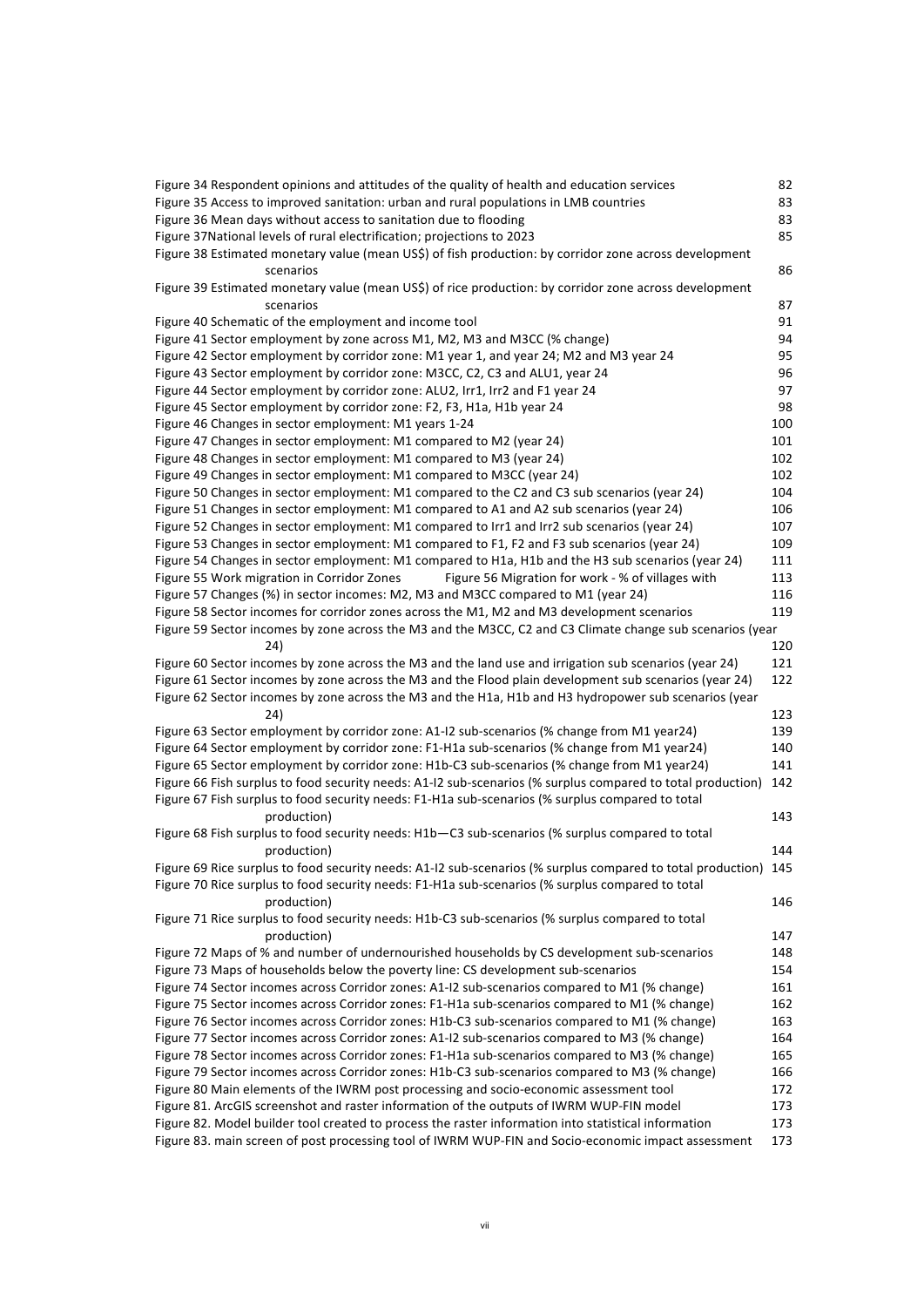Figure 34 Respondent opinions and attitudes of the quality of health and education services 82
Figure 35 Access to improved sanitation: urban and rural populations in LMB countries 83
Figure 36 Mean days without access to sanitation due to flooding 83
Figure 37National levels of rural electrification; projections to 2023 85
Figure 38 Estimated monetary value (mean US$) of fish production: by corridor zone across development scenarios 86
Figure 39 Estimated monetary value (mean US$) of rice production: by corridor zone across development scenarios 87
Figure 40 Schematic of the employment and income tool 91
Figure 41 Sector employment by zone across M1, M2, M3 and M3CC (% change) 94
Figure 42 Sector employment by corridor zone: M1 year 1, and year 24; M2 and M3 year 24 95
Figure 43 Sector employment by corridor zone: M3CC, C2, C3 and ALU1, year 24 96
Figure 44 Sector employment by corridor zone: ALU2, Irr1, Irr2 and F1 year 24 97
Figure 45 Sector employment by corridor zone: F2, F3, H1a, H1b year 24 98
Figure 46 Changes in sector employment: M1 years 1-24 100
Figure 47 Changes in sector employment: M1 compared to M2 (year 24) 101
Figure 48 Changes in sector employment: M1 compared to M3 (year 24) 102
Figure 49 Changes in sector employment: M1 compared to M3CC (year 24) 102
Figure 50 Changes in sector employment: M1 compared to the C2 and C3 sub scenarios (year 24) 104
Figure 51 Changes in sector employment: M1 compared to A1 and A2 sub scenarios (year 24) 106
Figure 52 Changes in sector employment: M1 compared to Irr1 and Irr2 sub scenarios (year 24) 107
Figure 53 Changes in sector employment: M1 compared to F1, F2 and F3 sub scenarios (year 24) 109
Figure 54 Changes in sector employment: M1 compared to H1a, H1b and the H3 sub scenarios (year 24) 111
Figure 55 Work migration in Corridor Zones Figure 56 Migration for work - % of villages with 113
Figure 57 Changes (%) in sector incomes: M2, M3 and M3CC compared to M1 (year 24) 116
Figure 58 Sector incomes for corridor zones across the M1, M2 and M3 development scenarios 119
Figure 59 Sector incomes by zone across the M3 and the M3CC, C2 and C3 Climate change sub scenarios (year 24) 120
Figure 60 Sector incomes by zone across the M3 and the land use and irrigation sub scenarios (year 24) 121
Figure 61 Sector incomes by zone across the M3 and the Flood plain development sub scenarios (year 24) 122
Figure 62 Sector incomes by zone across the M3 and the H1a, H1b and H3 hydropower sub scenarios (year 24) 123
Figure 63 Sector employment by corridor zone: A1-I2 sub-scenarios (% change from M1 year24) 139
Figure 64 Sector employment by corridor zone: F1-H1a sub-scenarios (% change from M1 year24) 140
Figure 65 Sector employment by corridor zone: H1b-C3 sub-scenarios (% change from M1 year24) 141
Figure 66 Fish surplus to food security needs: A1-I2 sub-scenarios (% surplus compared to total production) 142
Figure 67 Fish surplus to food security needs: F1-H1a sub-scenarios (% surplus compared to total production) 143
Figure 68 Fish surplus to food security needs: H1b—C3 sub-scenarios (% surplus compared to total production) 144
Figure 69 Rice surplus to food security needs: A1-I2 sub-scenarios (% surplus compared to total production) 145
Figure 70 Rice surplus to food security needs: F1-H1a sub-scenarios (% surplus compared to total production) 146
Figure 71 Rice surplus to food security needs: H1b-C3 sub-scenarios (% surplus compared to total production) 147
Figure 72 Maps of % and number of undernourished households by CS development sub-scenarios 148
Figure 73 Maps of households below the poverty line: CS development sub-scenarios 154
Figure 74 Sector incomes across Corridor zones: A1-I2 sub-scenarios compared to M1 (% change) 161
Figure 75 Sector incomes across Corridor zones: F1-H1a sub-scenarios compared to M1 (% change) 162
Figure 76 Sector incomes across Corridor zones: H1b-C3 sub-scenarios compared to M1 (% change) 163
Figure 77 Sector incomes across Corridor zones: A1-I2 sub-scenarios compared to M3 (% change) 164
Figure 78 Sector incomes across Corridor zones: F1-H1a sub-scenarios compared to M3 (% change) 165
Figure 79 Sector incomes across Corridor zones: H1b-C3 sub-scenarios compared to M3 (% change) 166
Figure 80 Main elements of the IWRM post processing and socio-economic assessment tool 172
Figure 81. ArcGIS screenshot and raster information of the outputs of IWRM WUP-FIN model 173
Figure 82. Model builder tool created to process the raster information into statistical information 173
Figure 83. main screen of post processing tool of IWRM WUP-FIN and Socio-economic impact assessment 173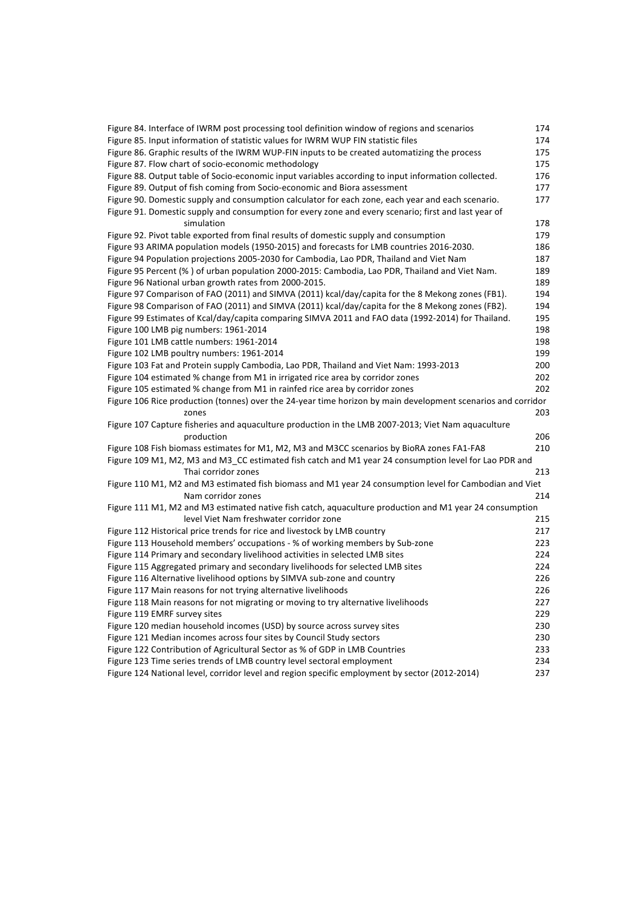Figure 84. Interface of IWRM post processing tool definition window of regions and scenarios 174
Figure 85. Input information of statistic values for IWRM WUP FIN statistic files 174
Figure 86. Graphic results of the IWRM WUP-FIN inputs to be created automatizing the process 175
Figure 87. Flow chart of socio-economic methodology 175
Figure 88. Output table of Socio-economic input variables according to input information collected. 176
Figure 89. Output of fish coming from Socio-economic and Biora assessment 177
Figure 90. Domestic supply and consumption calculator for each zone, each year and each scenario. 177
Figure 91. Domestic supply and consumption for every zone and every scenario; first and last year of simulation 178
Figure 92. Pivot table exported from final results of domestic supply and consumption 179
Figure 93 ARIMA population models (1950-2015) and forecasts for LMB countries 2016-2030. 186
Figure 94 Population projections 2005-2030 for Cambodia, Lao PDR, Thailand and Viet Nam 187
Figure 95 Percent (% ) of urban population 2000-2015: Cambodia, Lao PDR, Thailand and Viet Nam. 189
Figure 96 National urban growth rates from 2000-2015. 189
Figure 97 Comparison of FAO (2011) and SIMVA (2011) kcal/day/capita for the 8 Mekong zones (FB1). 194
Figure 98 Comparison of FAO (2011) and SIMVA (2011) kcal/day/capita for the 8 Mekong zones (FB2). 194
Figure 99 Estimates of Kcal/day/capita comparing SIMVA 2011 and FAO data (1992-2014) for Thailand. 195
Figure 100 LMB pig numbers: 1961-2014 198
Figure 101 LMB cattle numbers: 1961-2014 198
Figure 102 LMB poultry numbers: 1961-2014 199
Figure 103 Fat and Protein supply Cambodia, Lao PDR, Thailand and Viet Nam: 1993-2013 200
Figure 104 estimated % change from M1 in irrigated rice area by corridor zones 202
Figure 105 estimated % change from M1 in rainfed rice area by corridor zones 202
Figure 106 Rice production (tonnes) over the 24-year time horizon by main development scenarios and corridor zones 203
Figure 107 Capture fisheries and aquaculture production in the LMB 2007-2013; Viet Nam aquaculture production 206
Figure 108 Fish biomass estimates for M1, M2, M3 and M3CC scenarios by BioRA zones FA1-FA8 210
Figure 109 M1, M2, M3 and M3_CC estimated fish catch and M1 year 24 consumption level for Lao PDR and Thai corridor zones 213
Figure 110 M1, M2 and M3 estimated fish biomass and M1 year 24 consumption level for Cambodian and Viet Nam corridor zones 214
Figure 111 M1, M2 and M3 estimated native fish catch, aquaculture production and M1 year 24 consumption level Viet Nam freshwater corridor zone 215
Figure 112 Historical price trends for rice and livestock by LMB country 217
Figure 113 Household members' occupations - % of working members by Sub-zone 223
Figure 114 Primary and secondary livelihood activities in selected LMB sites 224
Figure 115 Aggregated primary and secondary livelihoods for selected LMB sites 224
Figure 116 Alternative livelihood options by SIMVA sub-zone and country 226
Figure 117 Main reasons for not trying alternative livelihoods 226
Figure 118 Main reasons for not migrating or moving to try alternative livelihoods 227
Figure 119 EMRF survey sites 229
Figure 120 median household incomes (USD) by source across survey sites 230
Figure 121 Median incomes across four sites by Council Study sectors 230
Figure 122 Contribution of Agricultural Sector as % of GDP in LMB Countries 233
Figure 123 Time series trends of LMB country level sectoral employment 234
Figure 124 National level, corridor level and region specific employment by sector (2012-2014) 237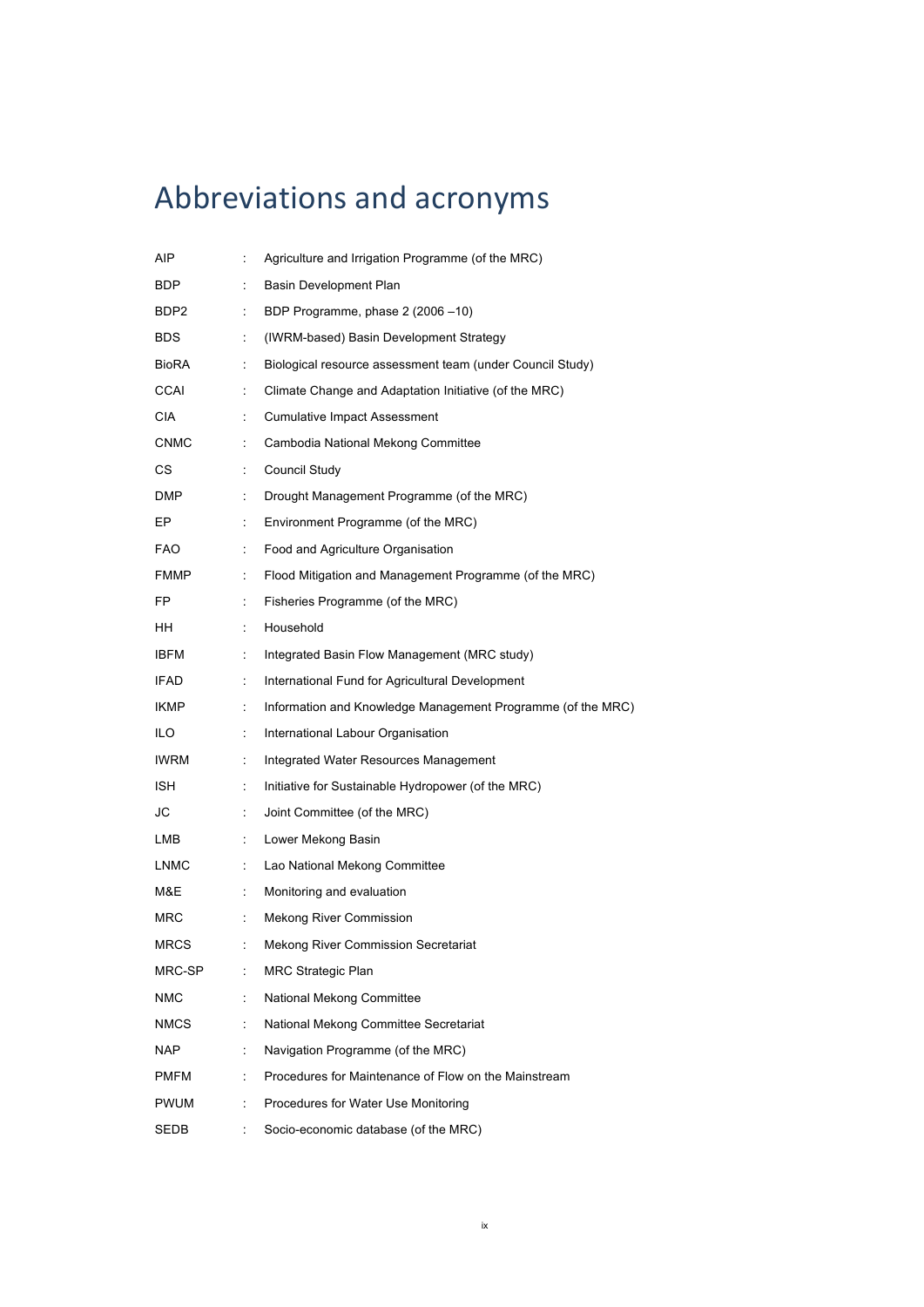# Abbreviations and acronyms

| | | |
|---|---|---|
| AIP | : | Agriculture and Irrigation Programme (of the MRC) |
| BDP | : | Basin Development Plan |
| BDP2 | : | BDP Programme, phase 2 (2006 –10) |
| BDS | : | (IWRM-based) Basin Development Strategy |
| BioRA | : | Biological resource assessment team (under Council Study) |
| CCAI | : | Climate Change and Adaptation Initiative (of the MRC) |
| CIA | : | Cumulative Impact Assessment |
| CNMC | : | Cambodia National Mekong Committee |
| CS | : | Council Study |
| DMP | : | Drought Management Programme (of the MRC) |
| EP | : | Environment Programme (of the MRC) |
| FAO | : | Food and Agriculture Organisation |
| FMMP | : | Flood Mitigation and Management Programme (of the MRC) |
| FP | : | Fisheries Programme (of the MRC) |
| HH | : | Household |
| IBFM | : | Integrated Basin Flow Management (MRC study) |
| IFAD | : | International Fund for Agricultural Development |
| IKMP | : | Information and Knowledge Management Programme (of the MRC) |
| ILO | : | International Labour Organisation |
| IWRM | : | Integrated Water Resources Management |
| ISH | : | Initiative for Sustainable Hydropower (of the MRC) |
| JC | : | Joint Committee (of the MRC) |
| LMB | : | Lower Mekong Basin |
| LNMC | : | Lao National Mekong Committee |
| M&E | : | Monitoring and evaluation |
| MRC | : | Mekong River Commission |
| MRCS | : | Mekong River Commission Secretariat |
| MRC-SP | : | MRC Strategic Plan |
| NMC | : | National Mekong Committee |
| NMCS | : | National Mekong Committee Secretariat |
| NAP | : | Navigation Programme (of the MRC) |
| PMFM | : | Procedures for Maintenance of Flow on the Mainstream |
| PWUM | : | Procedures for Water Use Monitoring |
| SEDB | : | Socio-economic database (of the MRC) |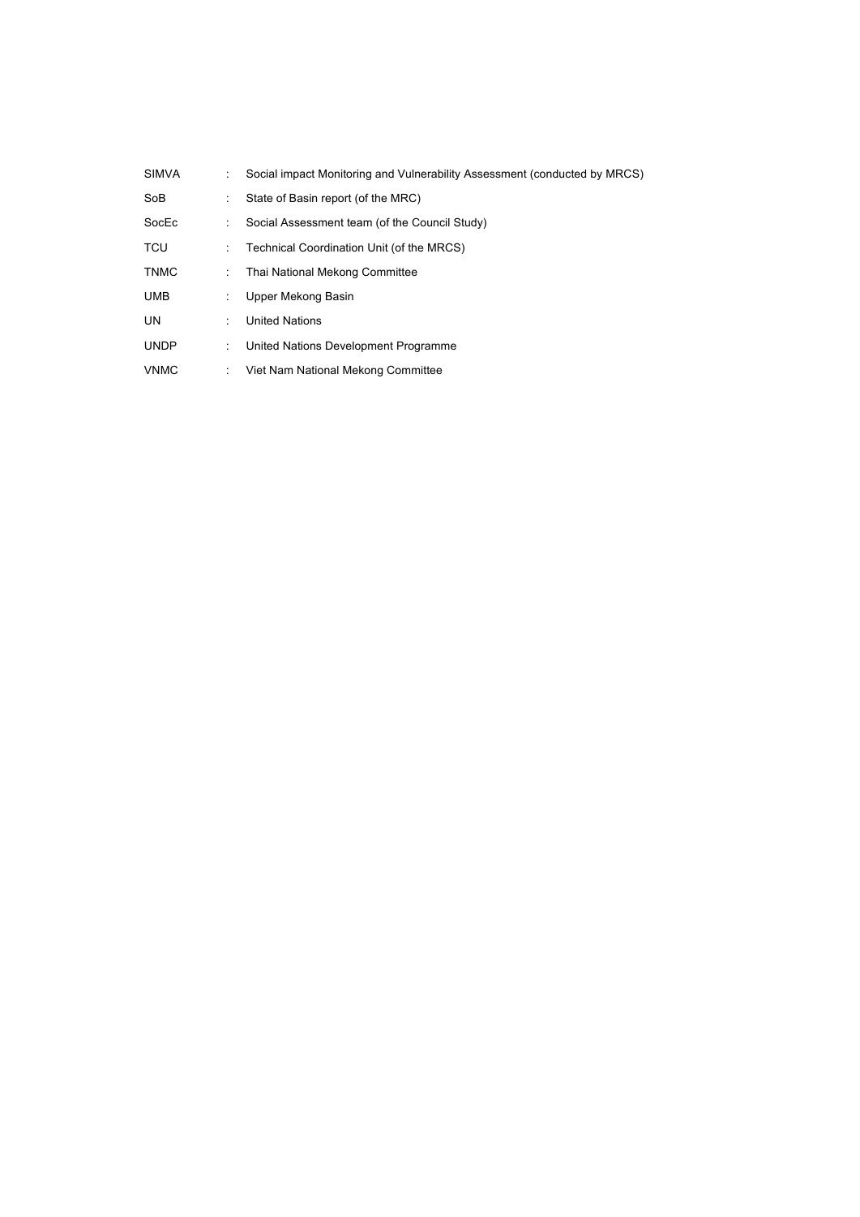| | | |
|---|---|---|
| SIMVA | : | Social impact Monitoring and Vulnerability Assessment (conducted by MRCS) |
| SoB | : | State of Basin report (of the MRC) |
| SocEc | : | Social Assessment team (of the Council Study) |
| TCU | : | Technical Coordination Unit (of the MRCS) |
| TNMC | : | Thai National Mekong Committee |
| UMB | : | Upper Mekong Basin |
| UN | : | United Nations |
| UNDP | : | United Nations Development Programme |
| VNMC | : | Viet Nam National Mekong Committee |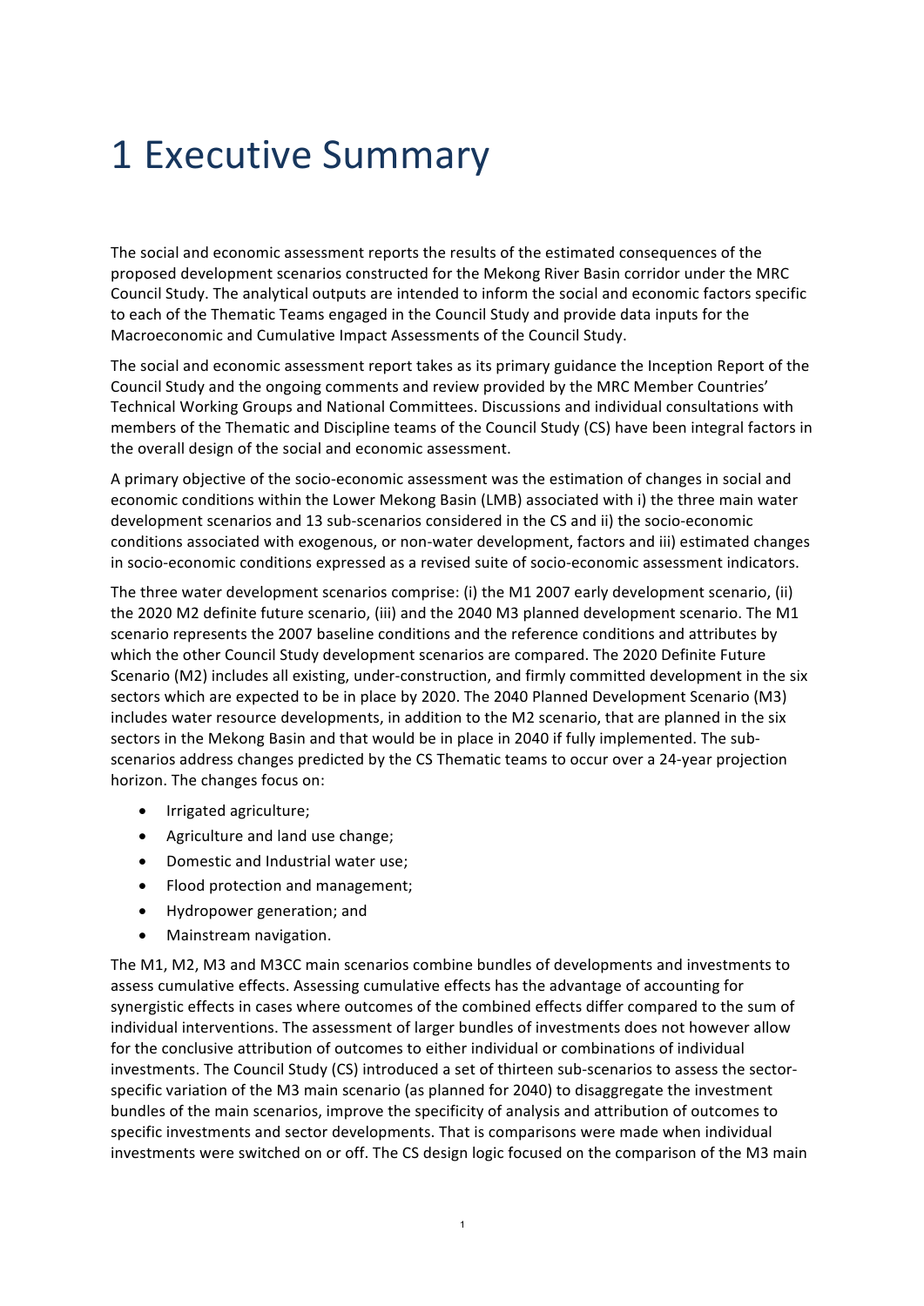# 1 Executive Summary

The social and economic assessment reports the results of the estimated consequences of the proposed development scenarios constructed for the Mekong River Basin corridor under the MRC Council Study. The analytical outputs are intended to inform the social and economic factors specific to each of the Thematic Teams engaged in the Council Study and provide data inputs for the Macroeconomic and Cumulative Impact Assessments of the Council Study.

The social and economic assessment report takes as its primary guidance the Inception Report of the Council Study and the ongoing comments and review provided by the MRC Member Countries' Technical Working Groups and National Committees. Discussions and individual consultations with members of the Thematic and Discipline teams of the Council Study (CS) have been integral factors in the overall design of the social and economic assessment.

A primary objective of the socio-economic assessment was the estimation of changes in social and economic conditions within the Lower Mekong Basin (LMB) associated with i) the three main water development scenarios and 13 sub-scenarios considered in the CS and ii) the socio-economic conditions associated with exogenous, or non-water development, factors and iii) estimated changes in socio-economic conditions expressed as a revised suite of socio-economic assessment indicators.

The three water development scenarios comprise: (i) the M1 2007 early development scenario, (ii) the 2020 M2 definite future scenario, (iii) and the 2040 M3 planned development scenario. The M1 scenario represents the 2007 baseline conditions and the reference conditions and attributes by which the other Council Study development scenarios are compared. The 2020 Definite Future Scenario (M2) includes all existing, under-construction, and firmly committed development in the six sectors which are expected to be in place by 2020. The 2040 Planned Development Scenario (M3) includes water resource developments, in addition to the M2 scenario, that are planned in the six sectors in the Mekong Basin and that would be in place in 2040 if fully implemented. The sub-scenarios address changes predicted by the CS Thematic teams to occur over a 24-year projection horizon. The changes focus on:

- Irrigated agriculture;
- Agriculture and land use change;
- Domestic and Industrial water use;
- Flood protection and management;
- Hydropower generation; and
- Mainstream navigation.

The M1, M2, M3 and M3CC main scenarios combine bundles of developments and investments to assess cumulative effects. Assessing cumulative effects has the advantage of accounting for synergistic effects in cases where outcomes of the combined effects differ compared to the sum of individual interventions. The assessment of larger bundles of investments does not however allow for the conclusive attribution of outcomes to either individual or combinations of individual investments. The Council Study (CS) introduced a set of thirteen sub-scenarios to assess the sector-specific variation of the M3 main scenario (as planned for 2040) to disaggregate the investment bundles of the main scenarios, improve the specificity of analysis and attribution of outcomes to specific investments and sector developments. That is comparisons were made when individual investments were switched on or off. The CS design logic focused on the comparison of the M3 main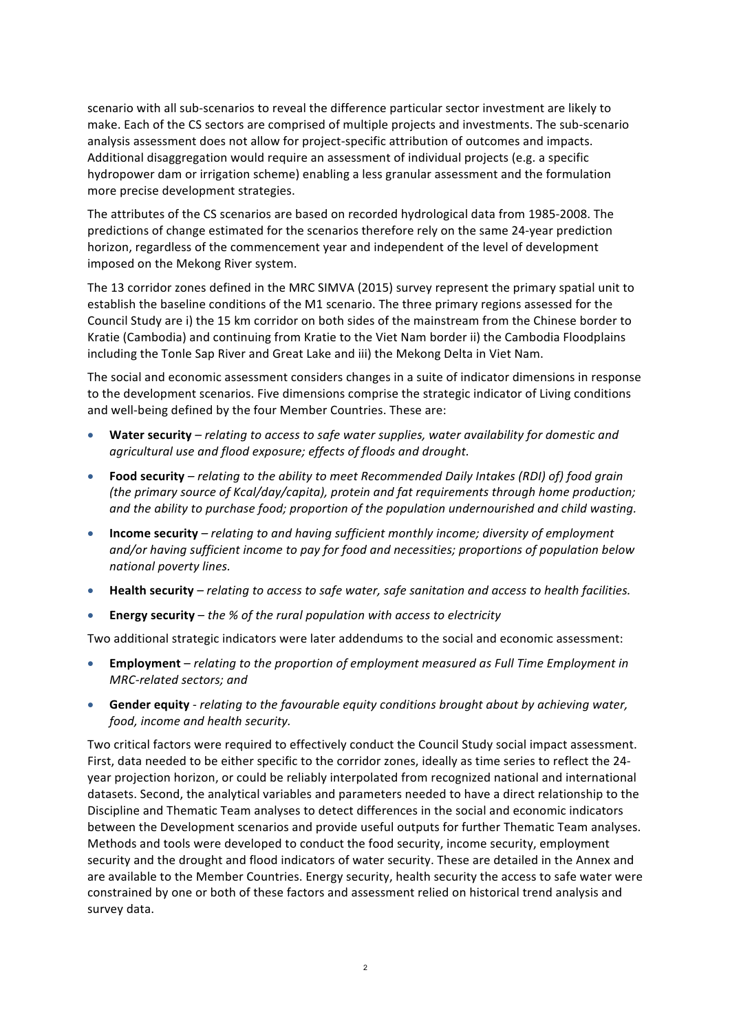scenario with all sub-scenarios to reveal the difference particular sector investment are likely to make. Each of the CS sectors are comprised of multiple projects and investments. The sub-scenario analysis assessment does not allow for project-specific attribution of outcomes and impacts. Additional disaggregation would require an assessment of individual projects (e.g. a specific hydropower dam or irrigation scheme) enabling a less granular assessment and the formulation more precise development strategies.

The attributes of the CS scenarios are based on recorded hydrological data from 1985-2008. The predictions of change estimated for the scenarios therefore rely on the same 24-year prediction horizon, regardless of the commencement year and independent of the level of development imposed on the Mekong River system.

The 13 corridor zones defined in the MRC SIMVA (2015) survey represent the primary spatial unit to establish the baseline conditions of the M1 scenario. The three primary regions assessed for the Council Study are i) the 15 km corridor on both sides of the mainstream from the Chinese border to Kratie (Cambodia) and continuing from Kratie to the Viet Nam border ii) the Cambodia Floodplains including the Tonle Sap River and Great Lake and iii) the Mekong Delta in Viet Nam.

The social and economic assessment considers changes in a suite of indicator dimensions in response to the development scenarios. Five dimensions comprise the strategic indicator of Living conditions and well-being defined by the four Member Countries. These are:

- **Water security** – *relating to access to safe water supplies, water availability for domestic and agricultural use and flood exposure; effects of floods and drought.*
- **Food security** – *relating to the ability to meet Recommended Daily Intakes (RDI) of) food grain (the primary source of Kcal/day/capita), protein and fat requirements through home production; and the ability to purchase food; proportion of the population undernourished and child wasting.*
- **Income security** – *relating to and having sufficient monthly income; diversity of employment and/or having sufficient income to pay for food and necessities; proportions of population below national poverty lines.*
- **Health security** – *relating to access to safe water, safe sanitation and access to health facilities.*
- **Energy security** – *the % of the rural population with access to electricity*

Two additional strategic indicators were later addendums to the social and economic assessment:

- **Employment** – *relating to the proportion of employment measured as Full Time Employment in MRC-related sectors; and*
- **Gender equity** - *relating to the favourable equity conditions brought about by achieving water, food, income and health security.*

Two critical factors were required to effectively conduct the Council Study social impact assessment. First, data needed to be either specific to the corridor zones, ideally as time series to reflect the 24-year projection horizon, or could be reliably interpolated from recognized national and international datasets. Second, the analytical variables and parameters needed to have a direct relationship to the Discipline and Thematic Team analyses to detect differences in the social and economic indicators between the Development scenarios and provide useful outputs for further Thematic Team analyses. Methods and tools were developed to conduct the food security, income security, employment security and the drought and flood indicators of water security. These are detailed in the Annex and are available to the Member Countries. Energy security, health security the access to safe water were constrained by one or both of these factors and assessment relied on historical trend analysis and survey data.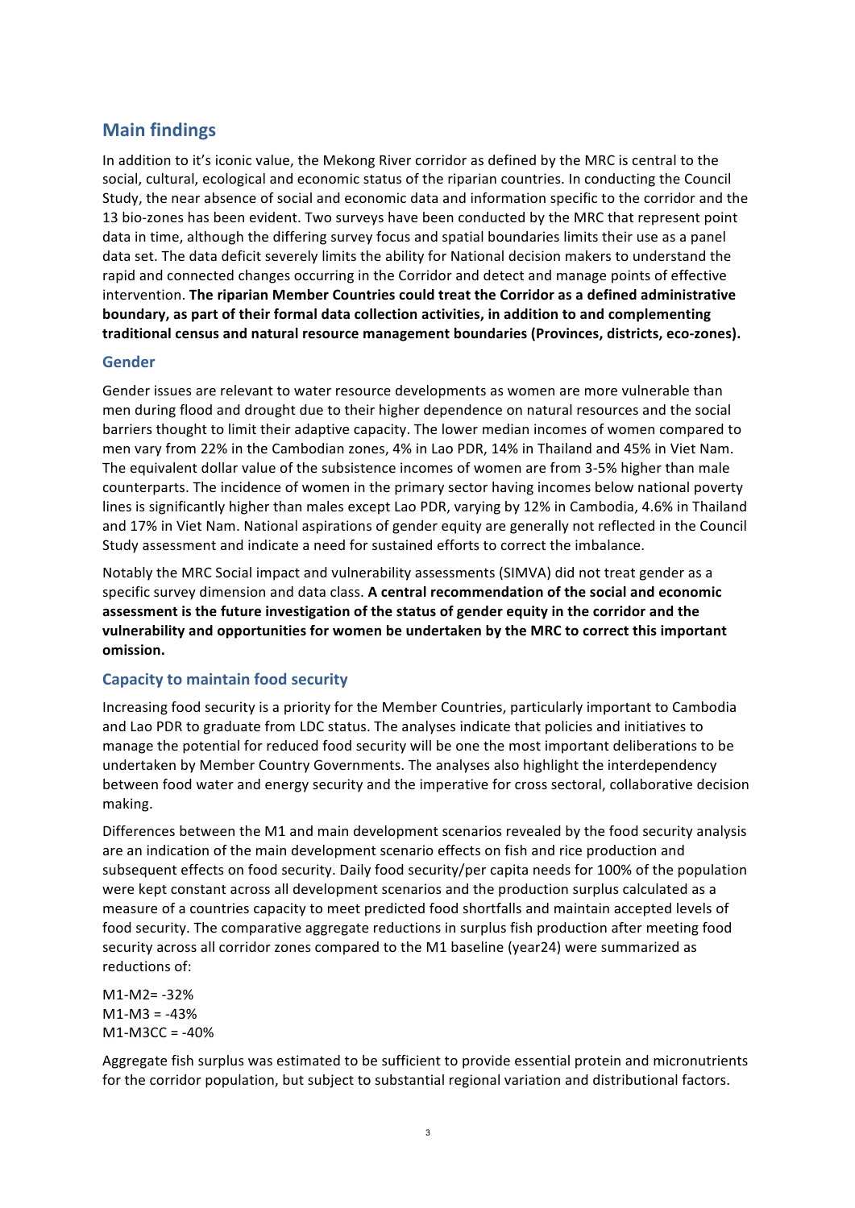## Main findings

In addition to it's iconic value, the Mekong River corridor as defined by the MRC is central to the social, cultural, ecological and economic status of the riparian countries. In conducting the Council Study, the near absence of social and economic data and information specific to the corridor and the 13 bio-zones has been evident. Two surveys have been conducted by the MRC that represent point data in time, although the differing survey focus and spatial boundaries limits their use as a panel data set. The data deficit severely limits the ability for National decision makers to understand the rapid and connected changes occurring in the Corridor and detect and manage points of effective intervention. **The riparian Member Countries could treat the Corridor as a defined administrative boundary, as part of their formal data collection activities, in addition to and complementing traditional census and natural resource management boundaries (Provinces, districts, eco-zones).**

### Gender

Gender issues are relevant to water resource developments as women are more vulnerable than men during flood and drought due to their higher dependence on natural resources and the social barriers thought to limit their adaptive capacity. The lower median incomes of women compared to men vary from 22% in the Cambodian zones, 4% in Lao PDR, 14% in Thailand and 45% in Viet Nam. The equivalent dollar value of the subsistence incomes of women are from 3-5% higher than male counterparts. The incidence of women in the primary sector having incomes below national poverty lines is significantly higher than males except Lao PDR, varying by 12% in Cambodia, 4.6% in Thailand and 17% in Viet Nam. National aspirations of gender equity are generally not reflected in the Council Study assessment and indicate a need for sustained efforts to correct the imbalance.

Notably the MRC Social impact and vulnerability assessments (SIMVA) did not treat gender as a specific survey dimension and data class. **A central recommendation of the social and economic assessment is the future investigation of the status of gender equity in the corridor and the vulnerability and opportunities for women be undertaken by the MRC to correct this important omission.**

### Capacity to maintain food security

Increasing food security is a priority for the Member Countries, particularly important to Cambodia and Lao PDR to graduate from LDC status. The analyses indicate that policies and initiatives to manage the potential for reduced food security will be one the most important deliberations to be undertaken by Member Country Governments. The analyses also highlight the interdependency between food water and energy security and the imperative for cross sectoral, collaborative decision making.

Differences between the M1 and main development scenarios revealed by the food security analysis are an indication of the main development scenario effects on fish and rice production and subsequent effects on food security. Daily food security/per capita needs for 100% of the population were kept constant across all development scenarios and the production surplus calculated as a measure of a countries capacity to meet predicted food shortfalls and maintain accepted levels of food security. The comparative aggregate reductions in surplus fish production after meeting food security across all corridor zones compared to the M1 baseline (year24) were summarized as reductions of:

M1-M2= -32%
M1-M3 = -43%
M1-M3CC = -40%

Aggregate fish surplus was estimated to be sufficient to provide essential protein and micronutrients for the corridor population, but subject to substantial regional variation and distributional factors.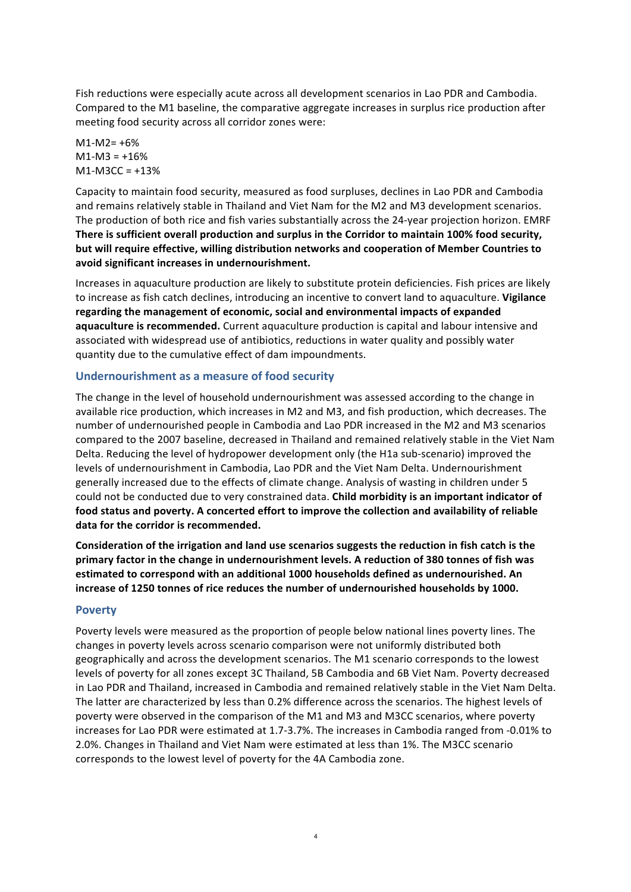Fish reductions were especially acute across all development scenarios in Lao PDR and Cambodia. Compared to the M1 baseline, the comparative aggregate increases in surplus rice production after meeting food security across all corridor zones were:

M1-M2= +6%
M1-M3 = +16%
M1-M3CC = +13%

Capacity to maintain food security, measured as food surpluses, declines in Lao PDR and Cambodia and remains relatively stable in Thailand and Viet Nam for the M2 and M3 development scenarios. The production of both rice and fish varies substantially across the 24-year projection horizon. EMRF **There is sufficient overall production and surplus in the Corridor to maintain 100% food security, but will require effective, willing distribution networks and cooperation of Member Countries to avoid significant increases in undernourishment.**

Increases in aquaculture production are likely to substitute protein deficiencies. Fish prices are likely to increase as fish catch declines, introducing an incentive to convert land to aquaculture. **Vigilance regarding the management of economic, social and environmental impacts of expanded aquaculture is recommended.** Current aquaculture production is capital and labour intensive and associated with widespread use of antibiotics, reductions in water quality and possibly water quantity due to the cumulative effect of dam impoundments.

## Undernourishment as a measure of food security

The change in the level of household undernourishment was assessed according to the change in available rice production, which increases in M2 and M3, and fish production, which decreases. The number of undernourished people in Cambodia and Lao PDR increased in the M2 and M3 scenarios compared to the 2007 baseline, decreased in Thailand and remained relatively stable in the Viet Nam Delta. Reducing the level of hydropower development only (the H1a sub-scenario) improved the levels of undernourishment in Cambodia, Lao PDR and the Viet Nam Delta. Undernourishment generally increased due to the effects of climate change. Analysis of wasting in children under 5 could not be conducted due to very constrained data. **Child morbidity is an important indicator of food status and poverty. A concerted effort to improve the collection and availability of reliable data for the corridor is recommended.**

**Consideration of the irrigation and land use scenarios suggests the reduction in fish catch is the primary factor in the change in undernourishment levels. A reduction of 380 tonnes of fish was estimated to correspond with an additional 1000 households defined as undernourished. An increase of 1250 tonnes of rice reduces the number of undernourished households by 1000.**

## Poverty

Poverty levels were measured as the proportion of people below national lines poverty lines. The changes in poverty levels across scenario comparison were not uniformly distributed both geographically and across the development scenarios. The M1 scenario corresponds to the lowest levels of poverty for all zones except 3C Thailand, 5B Cambodia and 6B Viet Nam. Poverty decreased in Lao PDR and Thailand, increased in Cambodia and remained relatively stable in the Viet Nam Delta. The latter are characterized by less than 0.2% difference across the scenarios. The highest levels of poverty were observed in the comparison of the M1 and M3 and M3CC scenarios, where poverty increases for Lao PDR were estimated at 1.7-3.7%. The increases in Cambodia ranged from -0.01% to 2.0%. Changes in Thailand and Viet Nam were estimated at less than 1%. The M3CC scenario corresponds to the lowest level of poverty for the 4A Cambodia zone.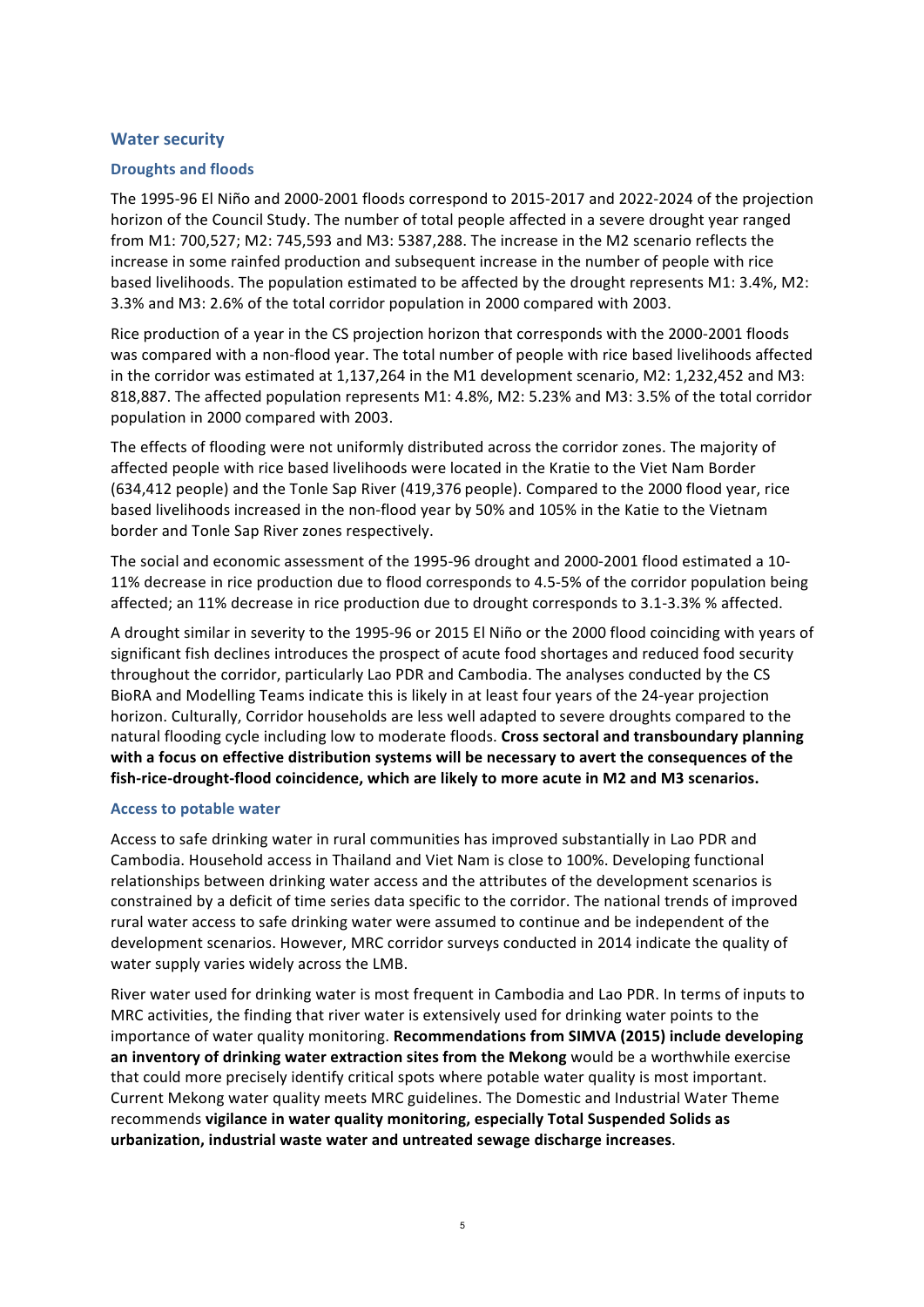## Water security

### Droughts and floods

The 1995-96 El Niño and 2000-2001 floods correspond to 2015-2017 and 2022-2024 of the projection horizon of the Council Study. The number of total people affected in a severe drought year ranged from M1: 700,527; M2: 745,593 and M3: 5387,288. The increase in the M2 scenario reflects the increase in some rainfed production and subsequent increase in the number of people with rice based livelihoods. The population estimated to be affected by the drought represents M1: 3.4%, M2: 3.3% and M3: 2.6% of the total corridor population in 2000 compared with 2003.

Rice production of a year in the CS projection horizon that corresponds with the 2000-2001 floods was compared with a non-flood year. The total number of people with rice based livelihoods affected in the corridor was estimated at 1,137,264 in the M1 development scenario, M2: 1,232,452 and M3: 818,887. The affected population represents M1: 4.8%, M2: 5.23% and M3: 3.5% of the total corridor population in 2000 compared with 2003.

The effects of flooding were not uniformly distributed across the corridor zones. The majority of affected people with rice based livelihoods were located in the Kratie to the Viet Nam Border (634,412 people) and the Tonle Sap River (419,376 people). Compared to the 2000 flood year, rice based livelihoods increased in the non-flood year by 50% and 105% in the Katie to the Vietnam border and Tonle Sap River zones respectively.

The social and economic assessment of the 1995-96 drought and 2000-2001 flood estimated a 10-11% decrease in rice production due to flood corresponds to 4.5-5% of the corridor population being affected; an 11% decrease in rice production due to drought corresponds to 3.1-3.3% % affected.

A drought similar in severity to the 1995-96 or 2015 El Niño or the 2000 flood coinciding with years of significant fish declines introduces the prospect of acute food shortages and reduced food security throughout the corridor, particularly Lao PDR and Cambodia. The analyses conducted by the CS BioRA and Modelling Teams indicate this is likely in at least four years of the 24-year projection horizon. Culturally, Corridor households are less well adapted to severe droughts compared to the natural flooding cycle including low to moderate floods. **Cross sectoral and transboundary planning with a focus on effective distribution systems will be necessary to avert the consequences of the fish-rice-drought-flood coincidence, which are likely to more acute in M2 and M3 scenarios.**

### Access to potable water

Access to safe drinking water in rural communities has improved substantially in Lao PDR and Cambodia. Household access in Thailand and Viet Nam is close to 100%. Developing functional relationships between drinking water access and the attributes of the development scenarios is constrained by a deficit of time series data specific to the corridor. The national trends of improved rural water access to safe drinking water were assumed to continue and be independent of the development scenarios. However, MRC corridor surveys conducted in 2014 indicate the quality of water supply varies widely across the LMB.

River water used for drinking water is most frequent in Cambodia and Lao PDR. In terms of inputs to MRC activities, the finding that river water is extensively used for drinking water points to the importance of water quality monitoring. **Recommendations from SIMVA (2015) include developing an inventory of drinking water extraction sites from the Mekong** would be a worthwhile exercise that could more precisely identify critical spots where potable water quality is most important. Current Mekong water quality meets MRC guidelines. The Domestic and Industrial Water Theme recommends **vigilance in water quality monitoring, especially Total Suspended Solids as urbanization, industrial waste water and untreated sewage discharge increases**.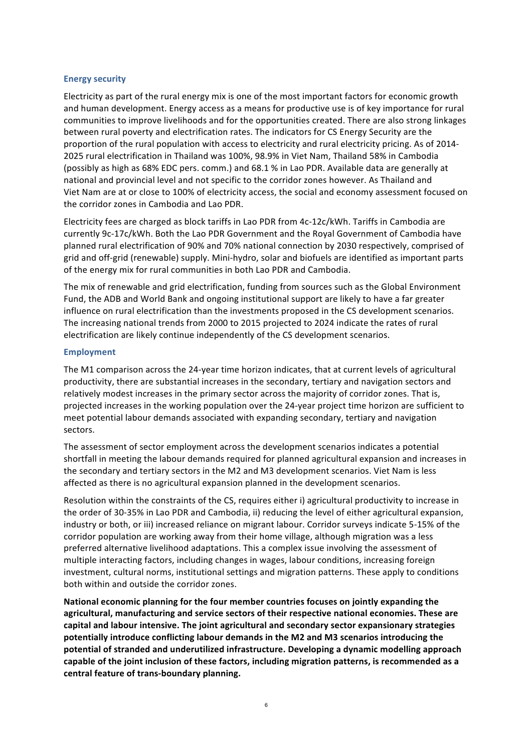### Energy security

Electricity as part of the rural energy mix is one of the most important factors for economic growth and human development. Energy access as a means for productive use is of key importance for rural communities to improve livelihoods and for the opportunities created. There are also strong linkages between rural poverty and electrification rates. The indicators for CS Energy Security are the proportion of the rural population with access to electricity and rural electricity pricing. As of 2014-2025 rural electrification in Thailand was 100%, 98.9% in Viet Nam, Thailand 58% in Cambodia (possibly as high as 68% EDC pers. comm.) and 68.1 % in Lao PDR. Available data are generally at national and provincial level and not specific to the corridor zones however. As Thailand and Viet Nam are at or close to 100% of electricity access, the social and economy assessment focused on the corridor zones in Cambodia and Lao PDR.

Electricity fees are charged as block tariffs in Lao PDR from 4c-12c/kWh. Tariffs in Cambodia are currently 9c-17c/kWh. Both the Lao PDR Government and the Royal Government of Cambodia have planned rural electrification of 90% and 70% national connection by 2030 respectively, comprised of grid and off-grid (renewable) supply. Mini-hydro, solar and biofuels are identified as important parts of the energy mix for rural communities in both Lao PDR and Cambodia.

The mix of renewable and grid electrification, funding from sources such as the Global Environment Fund, the ADB and World Bank and ongoing institutional support are likely to have a far greater influence on rural electrification than the investments proposed in the CS development scenarios. The increasing national trends from 2000 to 2015 projected to 2024 indicate the rates of rural electrification are likely continue independently of the CS development scenarios.

### Employment

The M1 comparison across the 24-year time horizon indicates, that at current levels of agricultural productivity, there are substantial increases in the secondary, tertiary and navigation sectors and relatively modest increases in the primary sector across the majority of corridor zones. That is, projected increases in the working population over the 24-year project time horizon are sufficient to meet potential labour demands associated with expanding secondary, tertiary and navigation sectors.

The assessment of sector employment across the development scenarios indicates a potential shortfall in meeting the labour demands required for planned agricultural expansion and increases in the secondary and tertiary sectors in the M2 and M3 development scenarios. Viet Nam is less affected as there is no agricultural expansion planned in the development scenarios.

Resolution within the constraints of the CS, requires either i) agricultural productivity to increase in the order of 30-35% in Lao PDR and Cambodia, ii) reducing the level of either agricultural expansion, industry or both, or iii) increased reliance on migrant labour. Corridor surveys indicate 5-15% of the corridor population are working away from their home village, although migration was a less preferred alternative livelihood adaptations. This a complex issue involving the assessment of multiple interacting factors, including changes in wages, labour conditions, increasing foreign investment, cultural norms, institutional settings and migration patterns. These apply to conditions both within and outside the corridor zones.

**National economic planning for the four member countries focuses on jointly expanding the agricultural, manufacturing and service sectors of their respective national economies. These are capital and labour intensive. The joint agricultural and secondary sector expansionary strategies potentially introduce conflicting labour demands in the M2 and M3 scenarios introducing the potential of stranded and underutilized infrastructure. Developing a dynamic modelling approach capable of the joint inclusion of these factors, including migration patterns, is recommended as a central feature of trans-boundary planning.**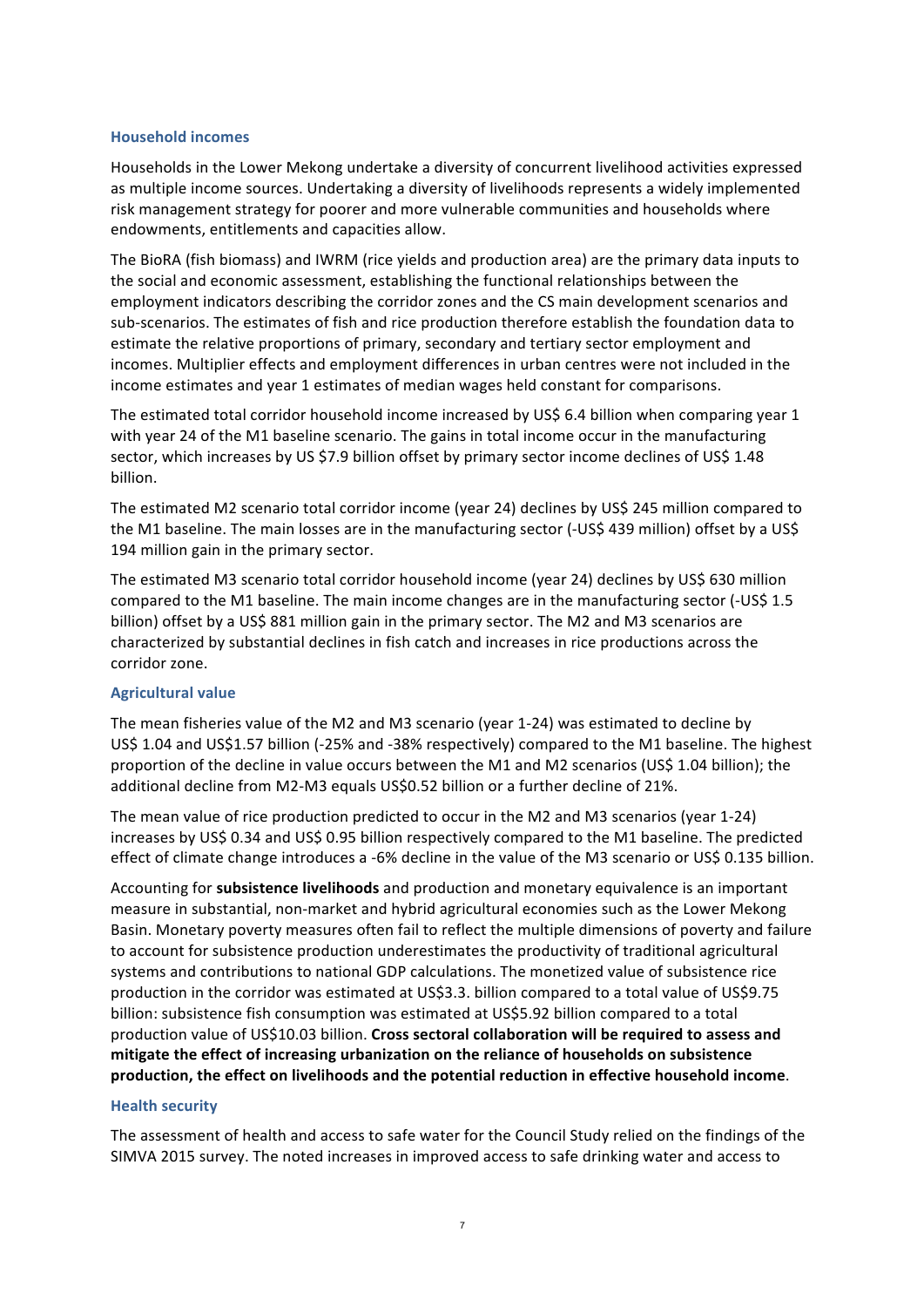### Household incomes

Households in the Lower Mekong undertake a diversity of concurrent livelihood activities expressed as multiple income sources. Undertaking a diversity of livelihoods represents a widely implemented risk management strategy for poorer and more vulnerable communities and households where endowments, entitlements and capacities allow.

The BioRA (fish biomass) and IWRM (rice yields and production area) are the primary data inputs to the social and economic assessment, establishing the functional relationships between the employment indicators describing the corridor zones and the CS main development scenarios and sub-scenarios. The estimates of fish and rice production therefore establish the foundation data to estimate the relative proportions of primary, secondary and tertiary sector employment and incomes. Multiplier effects and employment differences in urban centres were not included in the income estimates and year 1 estimates of median wages held constant for comparisons.

The estimated total corridor household income increased by US$ 6.4 billion when comparing year 1 with year 24 of the M1 baseline scenario. The gains in total income occur in the manufacturing sector, which increases by US $7.9 billion offset by primary sector income declines of US$ 1.48 billion.

The estimated M2 scenario total corridor income (year 24) declines by US$ 245 million compared to the M1 baseline. The main losses are in the manufacturing sector (-US$ 439 million) offset by a US$ 194 million gain in the primary sector.

The estimated M3 scenario total corridor household income (year 24) declines by US$ 630 million compared to the M1 baseline. The main income changes are in the manufacturing sector (-US$ 1.5 billion) offset by a US$ 881 million gain in the primary sector. The M2 and M3 scenarios are characterized by substantial declines in fish catch and increases in rice productions across the corridor zone.

### Agricultural value

The mean fisheries value of the M2 and M3 scenario (year 1-24) was estimated to decline by US$ 1.04 and US$1.57 billion (-25% and -38% respectively) compared to the M1 baseline. The highest proportion of the decline in value occurs between the M1 and M2 scenarios (US$ 1.04 billion); the additional decline from M2-M3 equals US$0.52 billion or a further decline of 21%.

The mean value of rice production predicted to occur in the M2 and M3 scenarios (year 1-24) increases by US$ 0.34 and US$ 0.95 billion respectively compared to the M1 baseline. The predicted effect of climate change introduces a -6% decline in the value of the M3 scenario or US$ 0.135 billion.

Accounting for **subsistence livelihoods** and production and monetary equivalence is an important measure in substantial, non-market and hybrid agricultural economies such as the Lower Mekong Basin. Monetary poverty measures often fail to reflect the multiple dimensions of poverty and failure to account for subsistence production underestimates the productivity of traditional agricultural systems and contributions to national GDP calculations. The monetized value of subsistence rice production in the corridor was estimated at US$3.3. billion compared to a total value of US$9.75 billion: subsistence fish consumption was estimated at US$5.92 billion compared to a total production value of US$10.03 billion. **Cross sectoral collaboration will be required to assess and mitigate the effect of increasing urbanization on the reliance of households on subsistence production, the effect on livelihoods and the potential reduction in effective household income**.

### Health security

The assessment of health and access to safe water for the Council Study relied on the findings of the SIMVA 2015 survey. The noted increases in improved access to safe drinking water and access to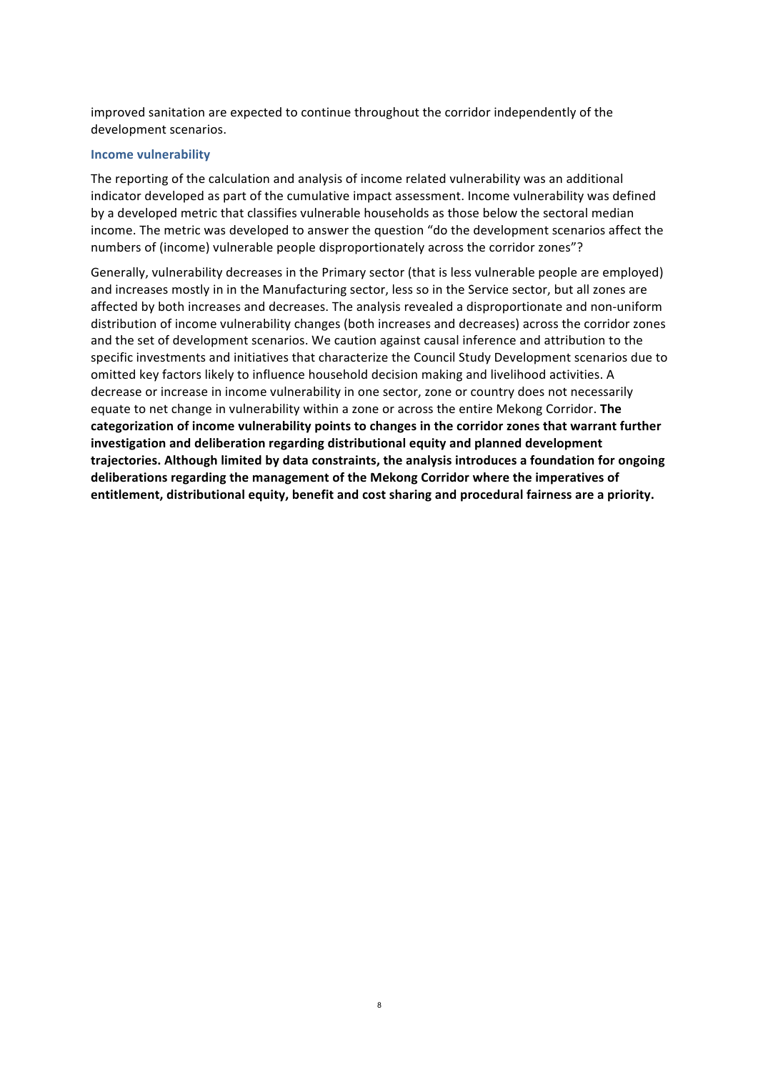improved sanitation are expected to continue throughout the corridor independently of the development scenarios.

### Income vulnerability

The reporting of the calculation and analysis of income related vulnerability was an additional indicator developed as part of the cumulative impact assessment. Income vulnerability was defined by a developed metric that classifies vulnerable households as those below the sectoral median income. The metric was developed to answer the question "do the development scenarios affect the numbers of (income) vulnerable people disproportionately across the corridor zones"?

Generally, vulnerability decreases in the Primary sector (that is less vulnerable people are employed) and increases mostly in in the Manufacturing sector, less so in the Service sector, but all zones are affected by both increases and decreases. The analysis revealed a disproportionate and non-uniform distribution of income vulnerability changes (both increases and decreases) across the corridor zones and the set of development scenarios. We caution against causal inference and attribution to the specific investments and initiatives that characterize the Council Study Development scenarios due to omitted key factors likely to influence household decision making and livelihood activities. A decrease or increase in income vulnerability in one sector, zone or country does not necessarily equate to net change in vulnerability within a zone or across the entire Mekong Corridor. **The categorization of income vulnerability points to changes in the corridor zones that warrant further investigation and deliberation regarding distributional equity and planned development trajectories. Although limited by data constraints, the analysis introduces a foundation for ongoing deliberations regarding the management of the Mekong Corridor where the imperatives of entitlement, distributional equity, benefit and cost sharing and procedural fairness are a priority.**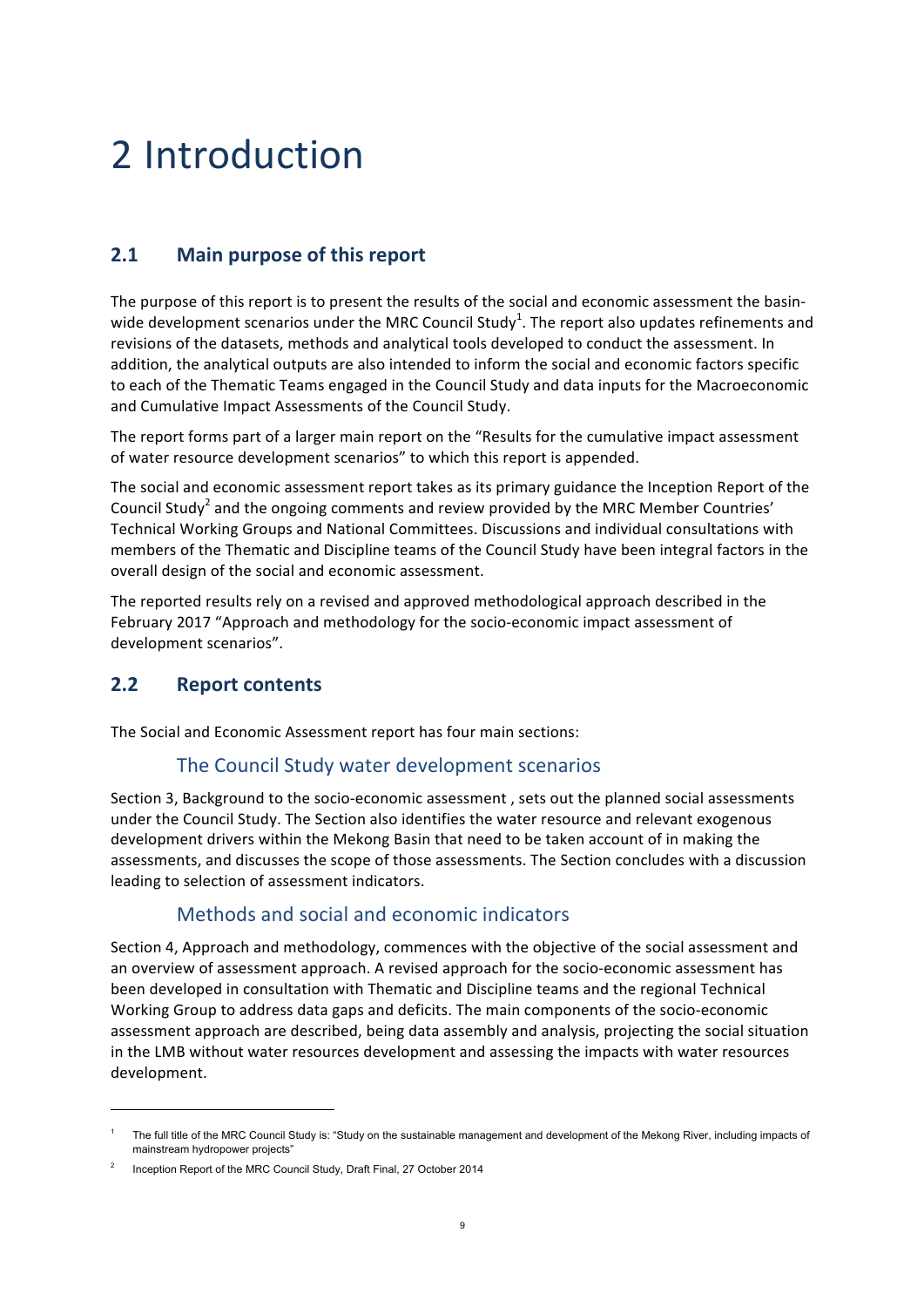# 2 Introduction

## 2.1 Main purpose of this report

The purpose of this report is to present the results of the social and economic assessment the basin-wide development scenarios under the MRC Council Study[1]. The report also updates refinements and revisions of the datasets, methods and analytical tools developed to conduct the assessment. In addition, the analytical outputs are also intended to inform the social and economic factors specific to each of the Thematic Teams engaged in the Council Study and data inputs for the Macroeconomic and Cumulative Impact Assessments of the Council Study.

The report forms part of a larger main report on the "Results for the cumulative impact assessment of water resource development scenarios" to which this report is appended.

The social and economic assessment report takes as its primary guidance the Inception Report of the Council Study[2] and the ongoing comments and review provided by the MRC Member Countries' Technical Working Groups and National Committees. Discussions and individual consultations with members of the Thematic and Discipline teams of the Council Study have been integral factors in the overall design of the social and economic assessment.

The reported results rely on a revised and approved methodological approach described in the February 2017 "Approach and methodology for the socio-economic impact assessment of development scenarios".

## 2.2 Report contents

The Social and Economic Assessment report has four main sections:

### The Council Study water development scenarios

Section 3, Background to the socio-economic assessment , sets out the planned social assessments under the Council Study. The Section also identifies the water resource and relevant exogenous development drivers within the Mekong Basin that need to be taken account of in making the assessments, and discusses the scope of those assessments. The Section concludes with a discussion leading to selection of assessment indicators.

### Methods and social and economic indicators

Section 4, Approach and methodology, commences with the objective of the social assessment and an overview of assessment approach. A revised approach for the socio-economic assessment has been developed in consultation with Thematic and Discipline teams and the regional Technical Working Group to address data gaps and deficits. The main components of the socio-economic assessment approach are described, being data assembly and analysis, projecting the social situation in the LMB without water resources development and assessing the impacts with water resources development.

---

[1] The full title of the MRC Council Study is: "Study on the sustainable management and development of the Mekong River, including impacts of mainstream hydropower projects"

[2] Inception Report of the MRC Council Study, Draft Final, 27 October 2014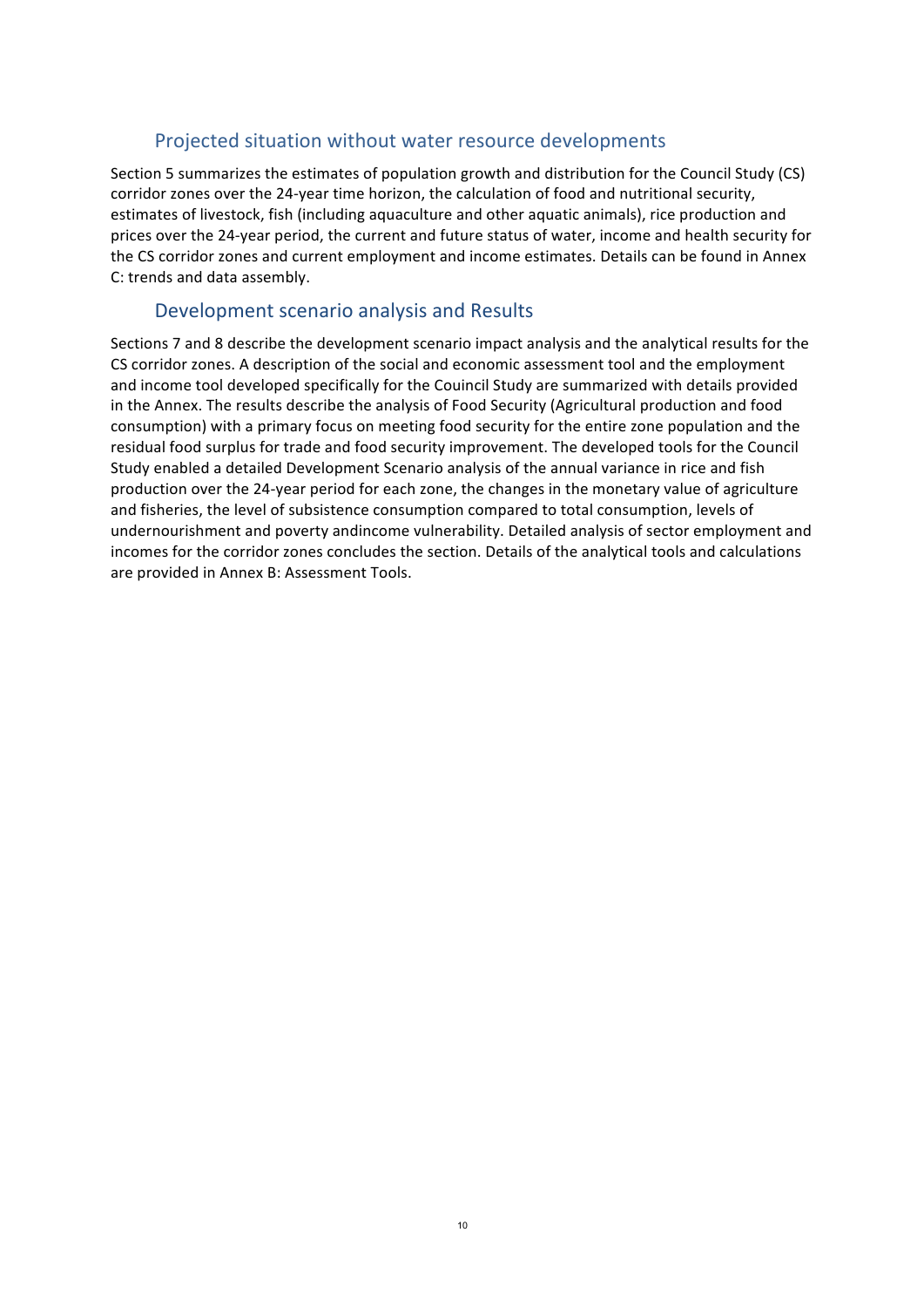## Projected situation without water resource developments

Section 5 summarizes the estimates of population growth and distribution for the Council Study (CS) corridor zones over the 24-year time horizon, the calculation of food and nutritional security, estimates of livestock, fish (including aquaculture and other aquatic animals), rice production and prices over the 24-year period, the current and future status of water, income and health security for the CS corridor zones and current employment and income estimates. Details can be found in Annex C: trends and data assembly.

## Development scenario analysis and Results

Sections 7 and 8 describe the development scenario impact analysis and the analytical results for the CS corridor zones. A description of the social and economic assessment tool and the employment and income tool developed specifically for the Couincil Study are summarized with details provided in the Annex. The results describe the analysis of Food Security (Agricultural production and food consumption) with a primary focus on meeting food security for the entire zone population and the residual food surplus for trade and food security improvement. The developed tools for the Council Study enabled a detailed Development Scenario analysis of the annual variance in rice and fish production over the 24-year period for each zone, the changes in the monetary value of agriculture and fisheries, the level of subsistence consumption compared to total consumption, levels of undernourishment and poverty andincome vulnerability. Detailed analysis of sector employment and incomes for the corridor zones concludes the section. Details of the analytical tools and calculations are provided in Annex B: Assessment Tools.